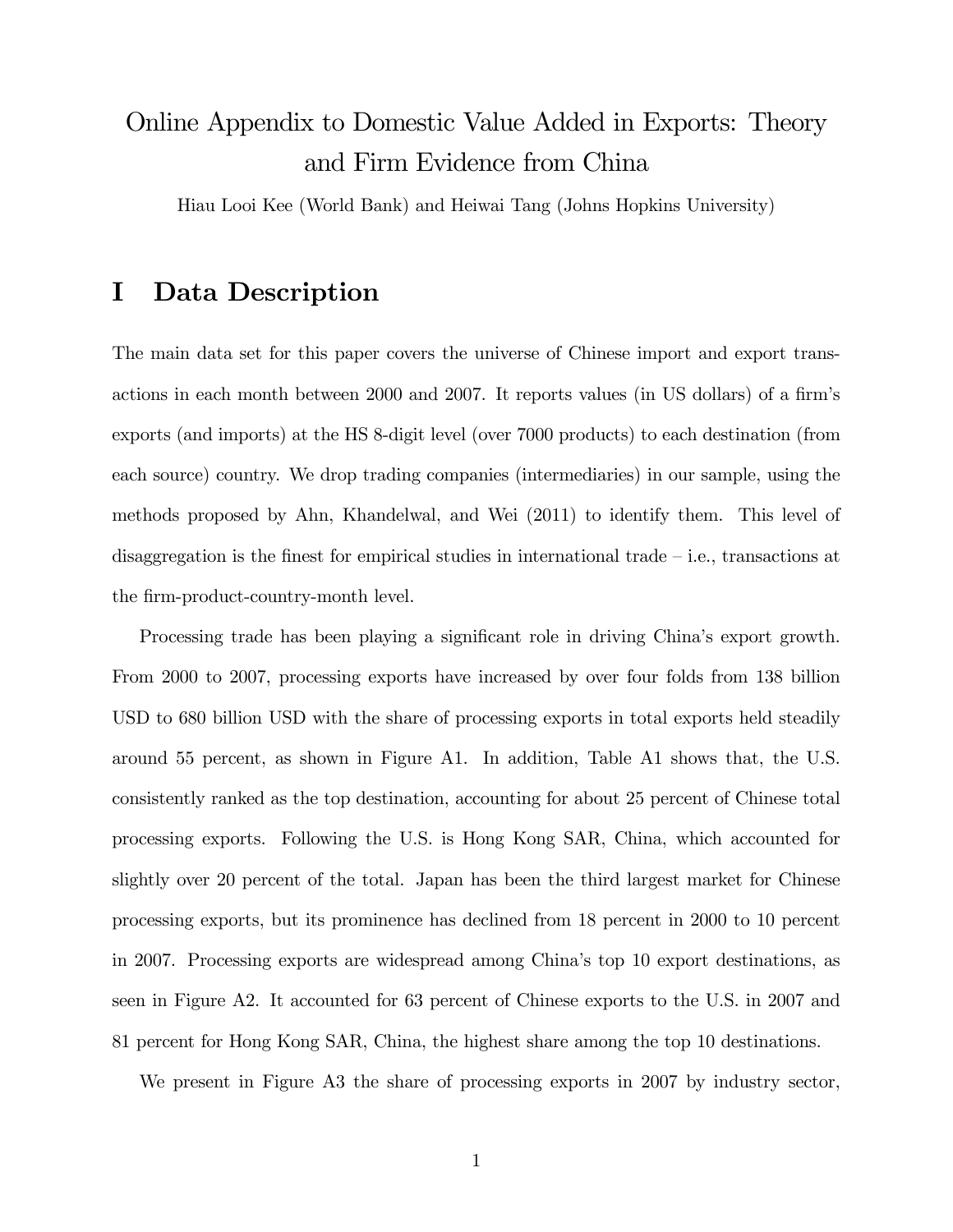# Online Appendix to Domestic Value Added in Exports: Theory and Firm Evidence from China

Hiau Looi Kee (World Bank) and Heiwai Tang (Johns Hopkins University)

## I Data Description

The main data set for this paper covers the universe of Chinese import and export transactions in each month between 2000 and 2007. It reports values (in US dollars) of a firm's exports (and imports) at the HS 8-digit level (over 7000 products) to each destination (from each source) country. We drop trading companies (intermediaries) in our sample, using the methods proposed by Ahn, Khandelwal, and Wei (2011) to identify them. This level of disaggregation is the finest for empirical studies in international trade – i.e., transactions at the firm-product-country-month level.

Processing trade has been playing a significant role in driving China's export growth. From 2000 to 2007, processing exports have increased by over four folds from 138 billion USD to 680 billion USD with the share of processing exports in total exports held steadily around 55 percent, as shown in Figure A1. In addition, Table A1 shows that, the U.S. consistently ranked as the top destination, accounting for about 25 percent of Chinese total processing exports. Following the U.S. is Hong Kong SAR, China, which accounted for slightly over 20 percent of the total. Japan has been the third largest market for Chinese processing exports, but its prominence has declined from 18 percent in 2000 to 10 percent in 2007. Processing exports are widespread among China's top 10 export destinations, as seen in Figure A2. It accounted for 63 percent of Chinese exports to the U.S. in 2007 and 81 percent for Hong Kong SAR, China, the highest share among the top 10 destinations.

We present in Figure A3 the share of processing exports in 2007 by industry sector,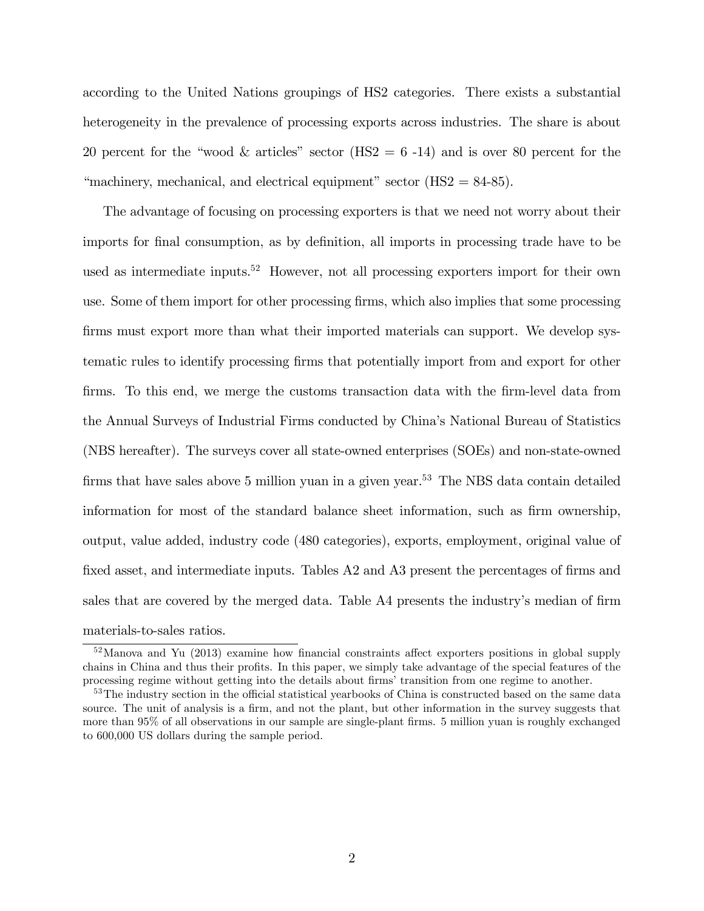according to the United Nations groupings of HS2 categories. There exists a substantial heterogeneity in the prevalence of processing exports across industries. The share is about 20 percent for the "wood & articles" sector (HS2 = 6 -14) and is over 80 percent for the "machinery, mechanical, and electrical equipment" sector (HS2 = 84-85).

The advantage of focusing on processing exporters is that we need not worry about their imports for final consumption, as by definition, all imports in processing trade have to be used as intermediate inputs.[52] However, not all processing exporters import for their own use. Some of them import for other processing firms, which also implies that some processing firms must export more than what their imported materials can support. We develop systematic rules to identify processing firms that potentially import from and export for other firms. To this end, we merge the customs transaction data with the firm-level data from the Annual Surveys of Industrial Firms conducted by China's National Bureau of Statistics (NBS hereafter). The surveys cover all state-owned enterprises (SOEs) and non-state-owned firms that have sales above 5 million yuan in a given year.[53] The NBS data contain detailed information for most of the standard balance sheet information, such as firm ownership, output, value added, industry code (480 categories), exports, employment, original value of fixed asset, and intermediate inputs. Tables A2 and A3 present the percentages of firms and sales that are covered by the merged data. Table A4 presents the industry's median of firm materials-to-sales ratios.

[52] Manova and Yu (2013) examine how financial constraints affect exporters positions in global supply chains in China and thus their profits. In this paper, we simply take advantage of the special features of the processing regime without getting into the details about firms' transition from one regime to another.

[53] The industry section in the official statistical yearbooks of China is constructed based on the same data source. The unit of analysis is a firm, and not the plant, but other information in the survey suggests that more than 95% of all observations in our sample are single-plant firms. 5 million yuan is roughly exchanged to 600,000 US dollars during the sample period.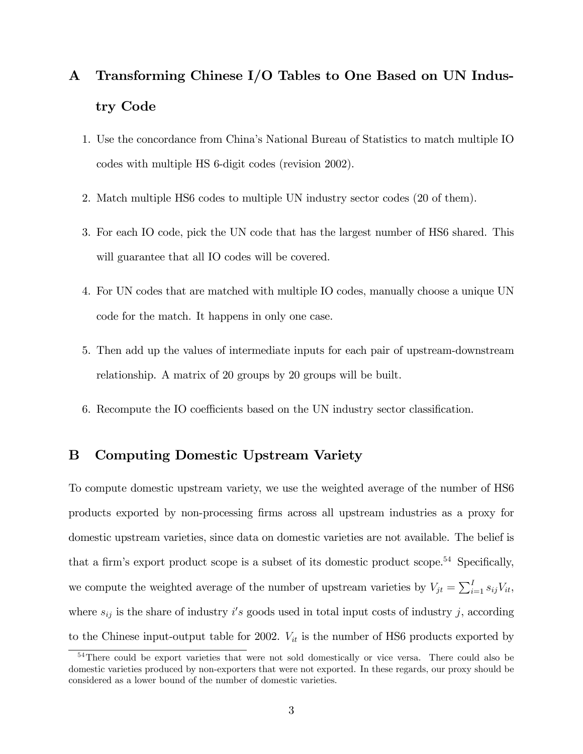# A Transforming Chinese I/O Tables to One Based on UN Industry Code

1. Use the concordance from China's National Bureau of Statistics to match multiple IO codes with multiple HS 6-digit codes (revision 2002).
2. Match multiple HS6 codes to multiple UN industry sector codes (20 of them).
3. For each IO code, pick the UN code that has the largest number of HS6 shared. This will guarantee that all IO codes will be covered.
4. For UN codes that are matched with multiple IO codes, manually choose a unique UN code for the match. It happens in only one case.
5. Then add up the values of intermediate inputs for each pair of upstream-downstream relationship. A matrix of 20 groups by 20 groups will be built.
6. Recompute the IO coefficients based on the UN industry sector classification.

# B Computing Domestic Upstream Variety

To compute domestic upstream variety, we use the weighted average of the number of HS6 products exported by non-processing firms across all upstream industries as a proxy for domestic upstream varieties, since data on domestic varieties are not available. The belief is that a firm's export product scope is a subset of its domestic product scope.[54] Specifically, we compute the weighted average of the number of upstream varieties by $V_{jt} = \sum_{i=1}^{I} s_{ij} V_{it}$, where $s_{ij}$ is the share of industry $i's$ goods used in total input costs of industry $j$, according to the Chinese input-output table for 2002. $V_{it}$ is the number of HS6 products exported by

[54] There could be export varieties that were not sold domestically or vice versa. There could also be domestic varieties produced by non-exporters that were not exported. In these regards, our proxy should be considered as a lower bound of the number of domestic varieties.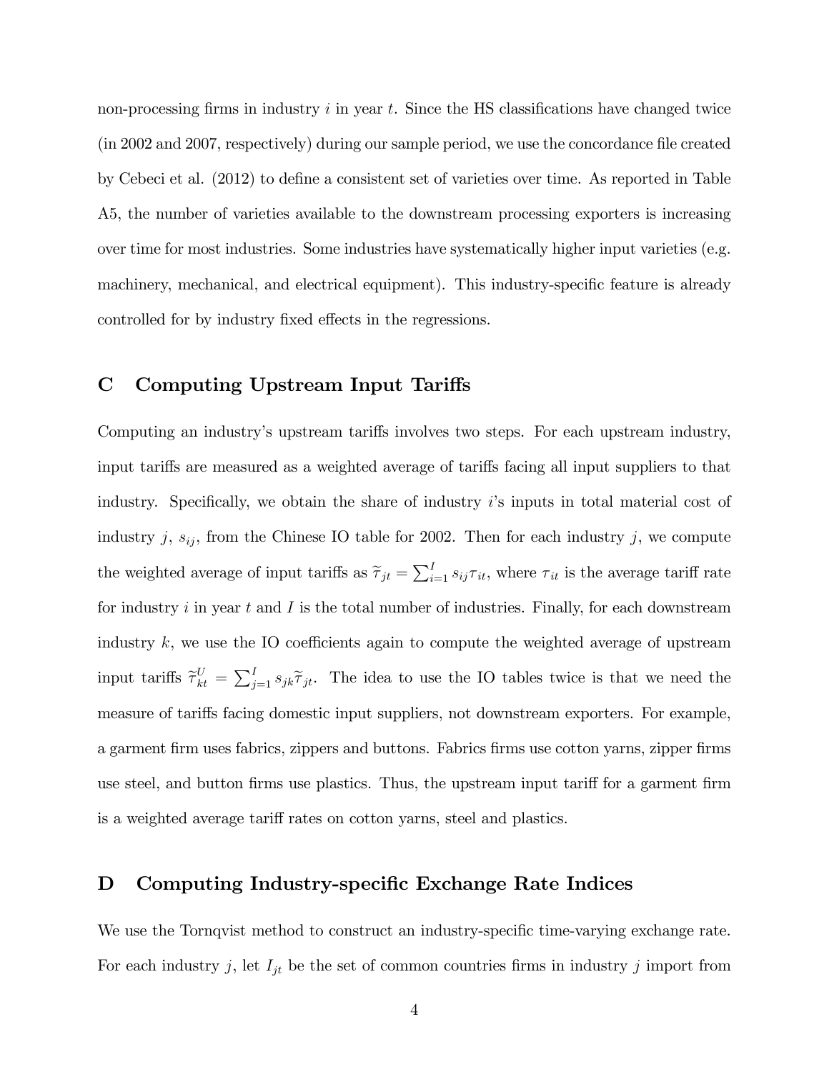non-processing firms in industry $i$ in year $t$. Since the HS classifications have changed twice (in 2002 and 2007, respectively) during our sample period, we use the concordance file created by Cebeci et al. (2012) to define a consistent set of varieties over time. As reported in Table A5, the number of varieties available to the downstream processing exporters is increasing over time for most industries. Some industries have systematically higher input varieties (e.g. machinery, mechanical, and electrical equipment). This industry-specific feature is already controlled for by industry fixed effects in the regressions.

## C Computing Upstream Input Tariffs

Computing an industry's upstream tariffs involves two steps. For each upstream industry, input tariffs are measured as a weighted average of tariffs facing all input suppliers to that industry. Specifically, we obtain the share of industry $i$'s inputs in total material cost of industry $j$, $s_{ij}$, from the Chinese IO table for 2002. Then for each industry $j$, we compute the weighted average of input tariffs as $\widetilde{\tau}_{jt} = \sum_{i=1}^{I} s_{ij}\tau_{it}$, where $\tau_{it}$ is the average tariff rate for industry $i$ in year $t$ and $I$ is the total number of industries. Finally, for each downstream industry $k$, we use the IO coefficients again to compute the weighted average of upstream input tariffs $\widetilde{\tau}_{kt}^{U} = \sum_{j=1}^{I} s_{jk}\widetilde{\tau}_{jt}$. The idea to use the IO tables twice is that we need the measure of tariffs facing domestic input suppliers, not downstream exporters. For example, a garment firm uses fabrics, zippers and buttons. Fabrics firms use cotton yarns, zipper firms use steel, and button firms use plastics. Thus, the upstream input tariff for a garment firm is a weighted average tariff rates on cotton yarns, steel and plastics.

## D Computing Industry-specific Exchange Rate Indices

We use the Tornqvist method to construct an industry-specific time-varying exchange rate. For each industry $j$, let $I_{jt}$ be the set of common countries firms in industry $j$ import from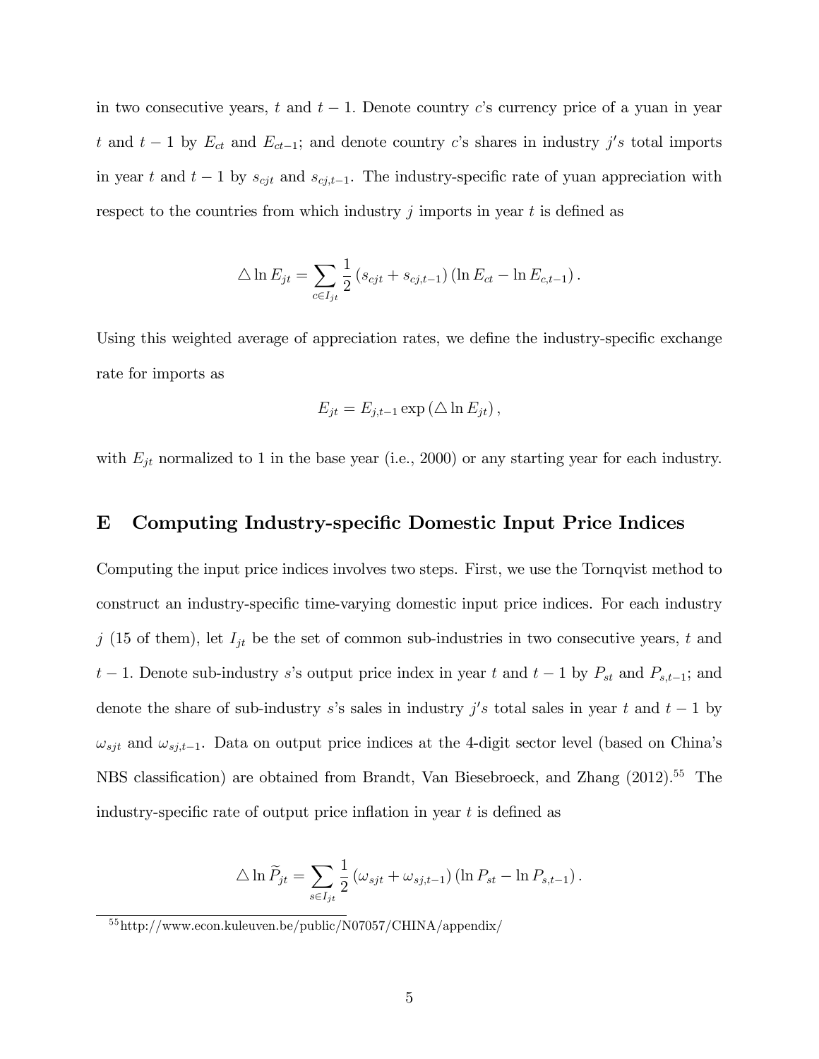in two consecutive years, $t$ and $t-1$. Denote country $c$'s currency price of a yuan in year $t$ and $t-1$ by $E_{ct}$ and $E_{ct-1}$; and denote country $c$'s shares in industry $j's$ total imports in year $t$ and $t-1$ by $s_{cjt}$ and $s_{cj,t-1}$. The industry-specific rate of yuan appreciation with respect to the countries from which industry $j$ imports in year $t$ is defined as

$$\triangle \ln E_{jt} = \sum_{c \in I_{jt}} \frac{1}{2} \left( s_{cjt} + s_{cj,t-1} \right) \left( \ln E_{ct} - \ln E_{c,t-1} \right).$$

Using this weighted average of appreciation rates, we define the industry-specific exchange rate for imports as

$$E_{jt} = E_{j,t-1} \exp \left( \triangle \ln E_{jt} \right),$$

with $E_{jt}$ normalized to 1 in the base year (i.e., 2000) or any starting year for each industry.

## E Computing Industry-specific Domestic Input Price Indices

Computing the input price indices involves two steps. First, we use the Tornqvist method to construct an industry-specific time-varying domestic input price indices. For each industry $j$ (15 of them), let $I_{jt}$ be the set of common sub-industries in two consecutive years, $t$ and $t-1$. Denote sub-industry $s$'s output price index in year $t$ and $t-1$ by $P_{st}$ and $P_{s,t-1}$; and denote the share of sub-industry $s$'s sales in industry $j's$ total sales in year $t$ and $t-1$ by $\omega_{sjt}$ and $\omega_{sj,t-1}$. Data on output price indices at the 4-digit sector level (based on China's NBS classification) are obtained from Brandt, Van Biesebroeck, and Zhang (2012).[55] The industry-specific rate of output price inflation in year $t$ is defined as

$$\triangle \ln \widetilde{P}_{jt} = \sum_{s \in I_{jt}} \frac{1}{2} \left( \omega_{sjt} + \omega_{sj,t-1} \right) \left( \ln P_{st} - \ln P_{s,t-1} \right).$$

[55] http://www.econ.kuleuven.be/public/N07057/CHINA/appendix/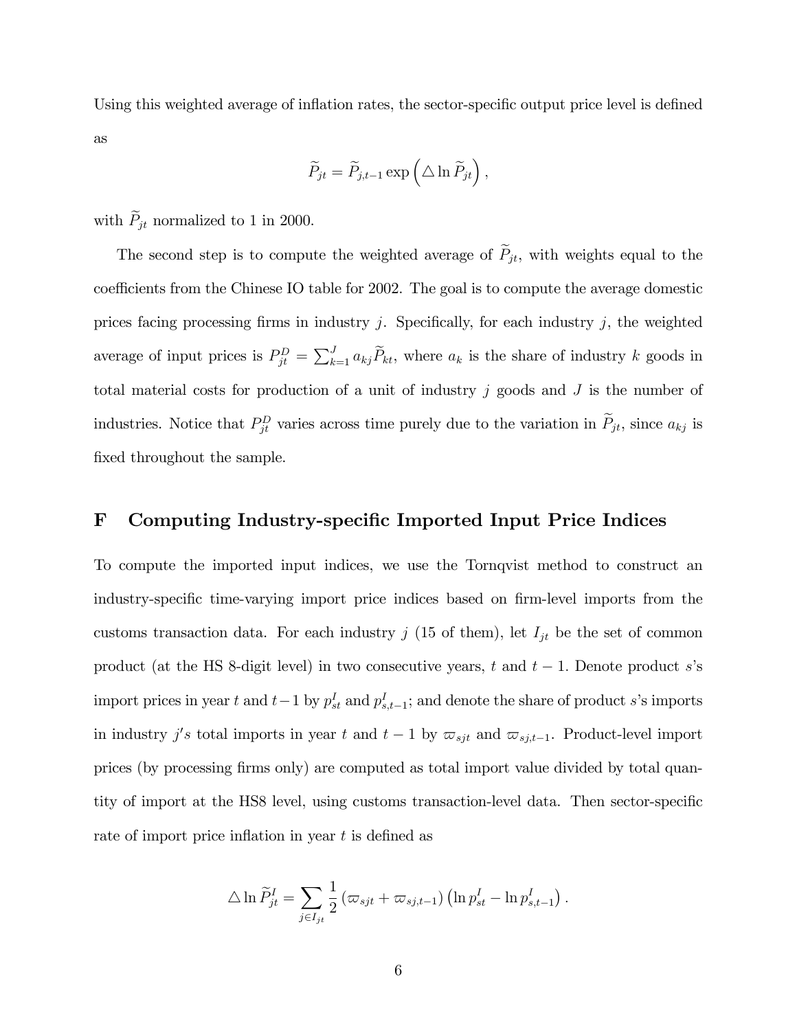Using this weighted average of inflation rates, the sector-specific output price level is defined as

$$\widetilde{P}_{jt} = \widetilde{P}_{j,t-1} \exp\left(\triangle \ln \widetilde{P}_{jt}\right),$$

with $\widetilde{P}_{jt}$ normalized to 1 in 2000.

The second step is to compute the weighted average of $\widetilde{P}_{jt}$, with weights equal to the coefficients from the Chinese IO table for 2002. The goal is to compute the average domestic prices facing processing firms in industry $j$. Specifically, for each industry $j$, the weighted average of input prices is $P_{jt}^{D} = \sum_{k=1}^{J} a_{kj} \widetilde{P}_{kt}$, where $a_k$ is the share of industry $k$ goods in total material costs for production of a unit of industry $j$ goods and $J$ is the number of industries. Notice that $P_{jt}^{D}$ varies across time purely due to the variation in $\widetilde{P}_{jt}$, since $a_{kj}$ is fixed throughout the sample.

## F Computing Industry-specific Imported Input Price Indices

To compute the imported input indices, we use the Tornqvist method to construct an industry-specific time-varying import price indices based on firm-level imports from the customs transaction data. For each industry $j$ (15 of them), let $I_{jt}$ be the set of common product (at the HS 8-digit level) in two consecutive years, $t$ and $t-1$. Denote product $s$'s import prices in year $t$ and $t-1$ by $p_{st}^{I}$ and $p_{s,t-1}^{I}$; and denote the share of product $s$'s imports in industry $j's$ total imports in year $t$ and $t-1$ by $\varpi_{sjt}$ and $\varpi_{sj,t-1}$. Product-level import prices (by processing firms only) are computed as total import value divided by total quantity of import at the HS8 level, using customs transaction-level data. Then sector-specific rate of import price inflation in year $t$ is defined as

$$\triangle \ln \widetilde{P}_{jt}^{I} = \sum_{j \in I_{jt}} \frac{1}{2} \left(\varpi_{sjt} + \varpi_{sj,t-1}\right) \left(\ln p_{st}^{I} - \ln p_{s,t-1}^{I}\right).$$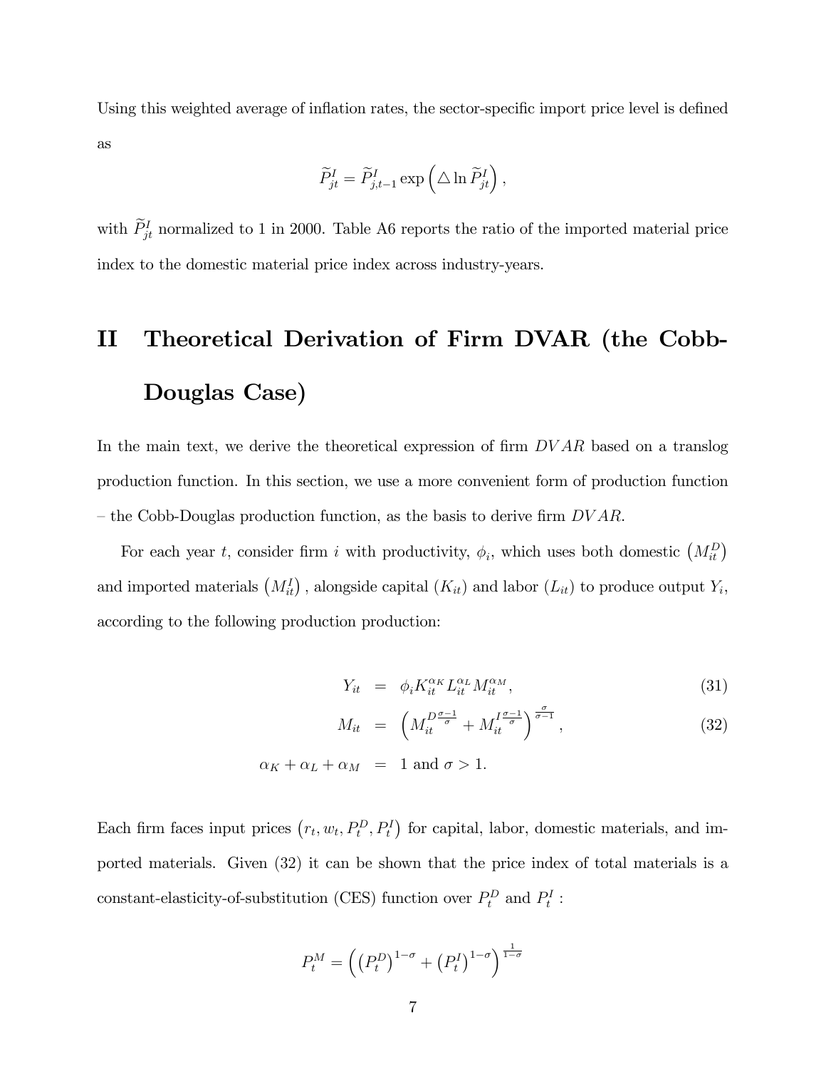Using this weighted average of inflation rates, the sector-specific import price level is defined as

$$\widetilde{P}_{jt}^{I}=\widetilde{P}_{j,t-1}^{I}\exp\left(\triangle\ln\widetilde{P}_{jt}^{I}\right),$$

with $\widetilde{P}_{jt}^{I}$ normalized to 1 in 2000. Table A6 reports the ratio of the imported material price index to the domestic material price index across industry-years.

# II Theoretical Derivation of Firm DVAR (the Cobb-Douglas Case)

In the main text, we derive the theoretical expression of firm $DVAR$ based on a translog production function. In this section, we use a more convenient form of production function – the Cobb-Douglas production function, as the basis to derive firm $DVAR$.

For each year $t$, consider firm $i$ with productivity, $\phi_i$, which uses both domestic $\left(M_{it}^{D}\right)$ and imported materials $\left(M_{it}^{I}\right)$, alongside capital $(K_{it})$ and labor $(L_{it})$ to produce output $Y_i$, according to the following production production:

$$
\begin{aligned}
Y_{it} &= \phi_i K_{it}^{\alpha_K} L_{it}^{\alpha_L} M_{it}^{\alpha_M}, &(31)\\
M_{it} &= \left(M_{it}^{D\frac{\sigma-1}{\sigma}}+M_{it}^{I\frac{\sigma-1}{\sigma}}\right)^{\frac{\sigma}{\sigma-1}}, &(32)\\
\alpha_K+\alpha_L+\alpha_M &= 1 \text{ and } \sigma>1.
\end{aligned}
$$

Each firm faces input prices $\left(r_t, w_t, P_t^{D}, P_t^{I}\right)$ for capital, labor, domestic materials, and imported materials. Given (32) it can be shown that the price index of total materials is a constant-elasticity-of-substitution (CES) function over $P_t^{D}$ and $P_t^{I}$ :

$$P_t^{M}=\left(\left(P_t^{D}\right)^{1-\sigma}+\left(P_t^{I}\right)^{1-\sigma}\right)^{\frac{1}{1-\sigma}}$$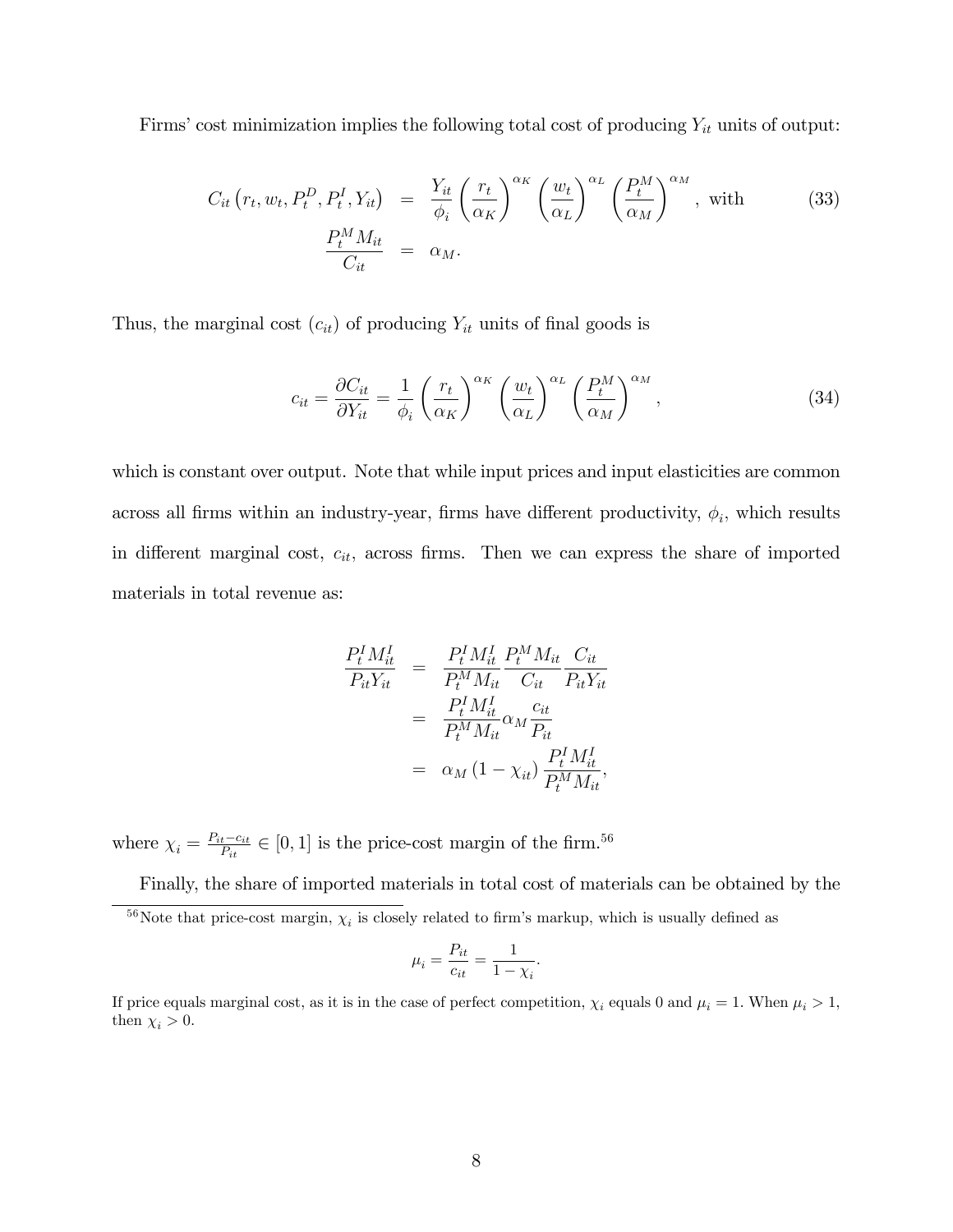Firms' cost minimization implies the following total cost of producing $Y_{it}$ units of output:

$$
\begin{aligned}
C_{it}\left(r_t, w_t, P_t^D, P_t^I, Y_{it}\right) &= \frac{Y_{it}}{\phi_i}\left(\frac{r_t}{\alpha_K}\right)^{\alpha_K}\left(\frac{w_t}{\alpha_L}\right)^{\alpha_L}\left(\frac{P_t^M}{\alpha_M}\right)^{\alpha_M}, \text{ with} \\
\frac{P_t^M M_{it}}{C_{it}} &= \alpha_M.
\end{aligned} \tag{33}
$$

Thus, the marginal cost ($c_{it}$) of producing $Y_{it}$ units of final goods is

$$
c_{it} = \frac{\partial C_{it}}{\partial Y_{it}} = \frac{1}{\phi_i}\left(\frac{r_t}{\alpha_K}\right)^{\alpha_K}\left(\frac{w_t}{\alpha_L}\right)^{\alpha_L}\left(\frac{P_t^M}{\alpha_M}\right)^{\alpha_M}, \tag{34}
$$

which is constant over output. Note that while input prices and input elasticities are common across all firms within an industry-year, firms have different productivity, $\phi_i$, which results in different marginal cost, $c_{it}$, across firms. Then we can express the share of imported materials in total revenue as:

$$
\begin{aligned}
\frac{P_t^I M_{it}^I}{P_{it} Y_{it}} &= \frac{P_t^I M_{it}^I}{P_t^M M_{it}} \frac{P_t^M M_{it}}{C_{it}} \frac{C_{it}}{P_{it} Y_{it}} \\
&= \frac{P_t^I M_{it}^I}{P_t^M M_{it}} \alpha_M \frac{c_{it}}{P_{it}} \\
&= \alpha_M \left(1 - \chi_{it}\right) \frac{P_t^I M_{it}^I}{P_t^M M_{it}},
\end{aligned}
$$

where $\chi_i = \frac{P_{it} - c_{it}}{P_{it}} \in [0, 1]$ is the price-cost margin of the firm.[56]

Finally, the share of imported materials in total cost of materials can be obtained by the

---

[56] Note that price-cost margin, $\chi_i$ is closely related to firm's markup, which is usually defined as

$$
\mu_i = \frac{P_{it}}{c_{it}} = \frac{1}{1 - \chi_i}.
$$

If price equals marginal cost, as it is in the case of perfect competition, $\chi_i$ equals 0 and $\mu_i = 1$. When $\mu_i > 1$, then $\chi_i > 0$.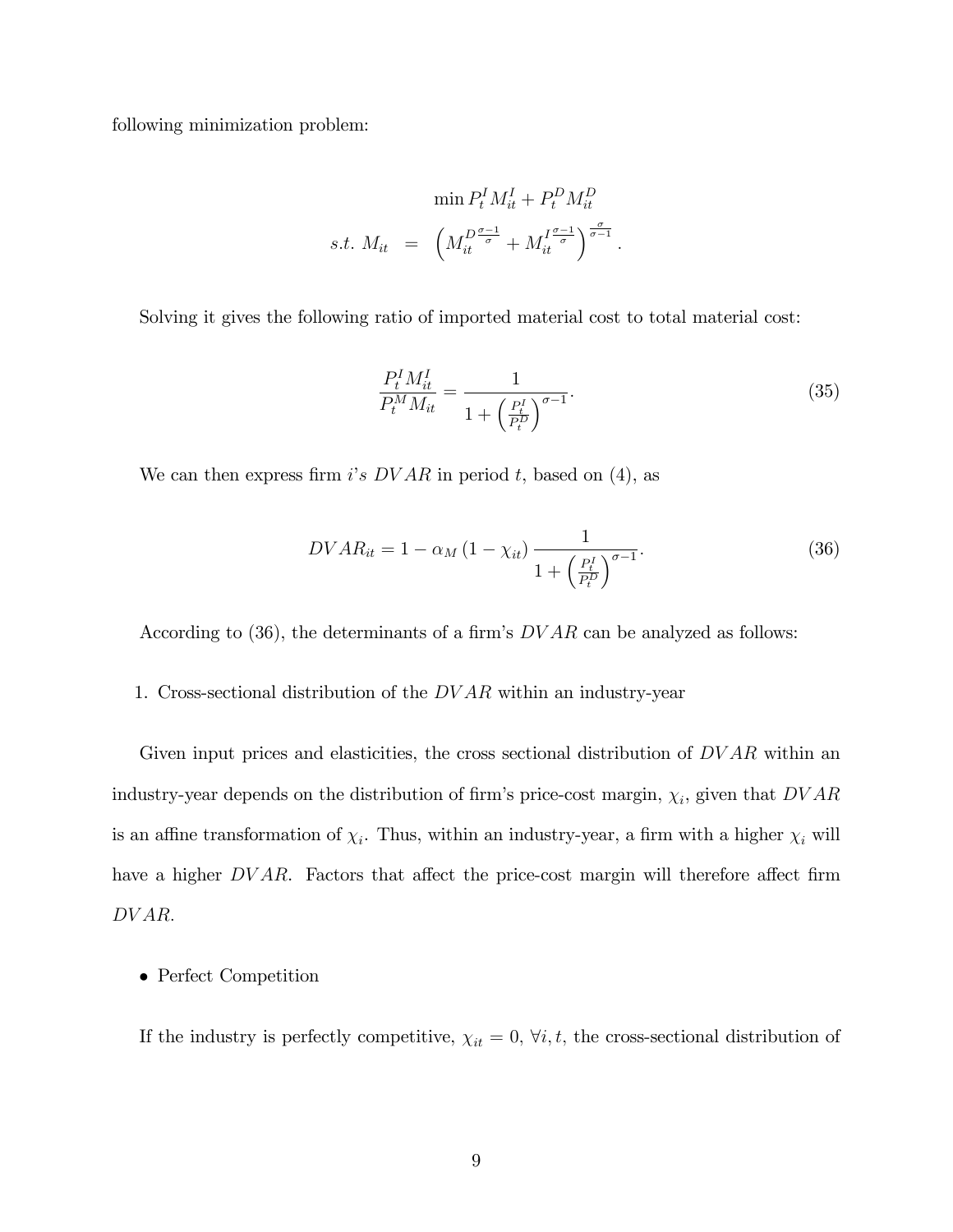following minimization problem:

$$
\begin{aligned}
&\min P_t^I M_{it}^I + P_t^D M_{it}^D \\
s.t.\ M_{it} \;&=\; \left( {M_{it}^D}^{\frac{\sigma-1}{\sigma}} + {M_{it}^I}^{\frac{\sigma-1}{\sigma}} \right)^{\frac{\sigma}{\sigma-1}}.
\end{aligned}
$$

Solving it gives the following ratio of imported material cost to total material cost:

$$
\frac{P_t^I M_{it}^I}{P_t^M M_{it}} = \frac{1}{1 + \left(\frac{P_t^I}{P_t^D}\right)^{\sigma-1}}. \tag{35}
$$

We can then express firm $i$'s $DVAR$ in period $t$, based on (4), as

$$
DVAR_{it} = 1 - \alpha_M \left(1 - \chi_{it}\right) \frac{1}{1 + \left(\frac{P_t^I}{P_t^D}\right)^{\sigma-1}}. \tag{36}
$$

According to (36), the determinants of a firm's $DVAR$ can be analyzed as follows:

1. Cross-sectional distribution of the $DVAR$ within an industry-year

Given input prices and elasticities, the cross sectional distribution of $DVAR$ within an industry-year depends on the distribution of firm's price-cost margin, $\chi_i$, given that $DVAR$ is an affine transformation of $\chi_i$. Thus, within an industry-year, a firm with a higher $\chi_i$ will have a higher $DVAR$. Factors that affect the price-cost margin will therefore affect firm $DVAR$.

- Perfect Competition

If the industry is perfectly competitive, $\chi_{it} = 0$, $\forall i, t$, the cross-sectional distribution of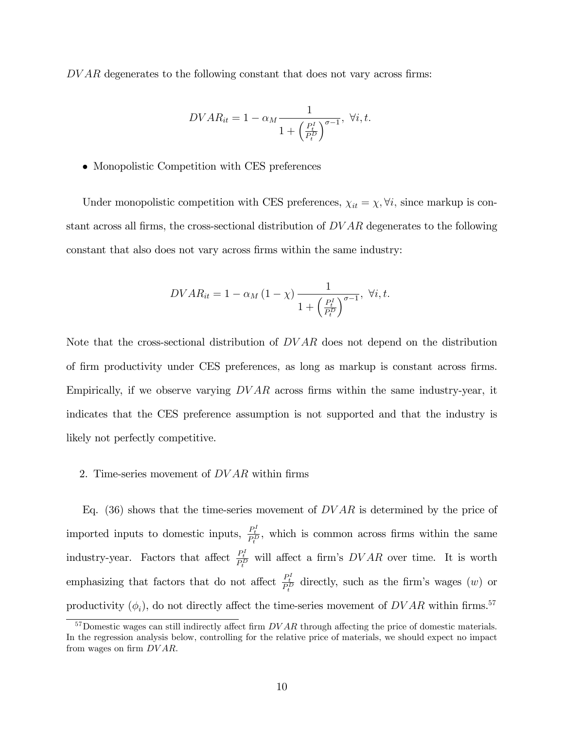$DVAR$ degenerates to the following constant that does not vary across firms:

$$DVAR_{it} = 1 - \alpha_M \frac{1}{1 + \left(\frac{P_t^I}{P_t^D}\right)^{\sigma-1}}, \ \forall i, t.$$

- Monopolistic Competition with CES preferences

Under monopolistic competition with CES preferences, $\chi_{it} = \chi, \forall i$, since markup is constant across all firms, the cross-sectional distribution of $DVAR$ degenerates to the following constant that also does not vary across firms within the same industry:

$$DVAR_{it} = 1 - \alpha_M (1 - \chi) \frac{1}{1 + \left(\frac{P_t^I}{P_t^D}\right)^{\sigma-1}}, \ \forall i, t.$$

Note that the cross-sectional distribution of $DVAR$ does not depend on the distribution of firm productivity under CES preferences, as long as markup is constant across firms. Empirically, if we observe varying $DVAR$ across firms within the same industry-year, it indicates that the CES preference assumption is not supported and that the industry is likely not perfectly competitive.

2. Time-series movement of $DVAR$ within firms

Eq. (36) shows that the time-series movement of $DVAR$ is determined by the price of imported inputs to domestic inputs, $\frac{P_t^I}{P_t^D}$, which is common across firms within the same industry-year. Factors that affect $\frac{P_t^I}{P_t^D}$ will affect a firm's $DVAR$ over time. It is worth emphasizing that factors that do not affect $\frac{P_t^I}{P_t^D}$ directly, such as the firm's wages ($w$) or productivity ($\phi_i$), do not directly affect the time-series movement of $DVAR$ within firms.[57]

[57] Domestic wages can still indirectly affect firm $DVAR$ through affecting the price of domestic materials. In the regression analysis below, controlling for the relative price of materials, we should expect no impact from wages on firm $DVAR$.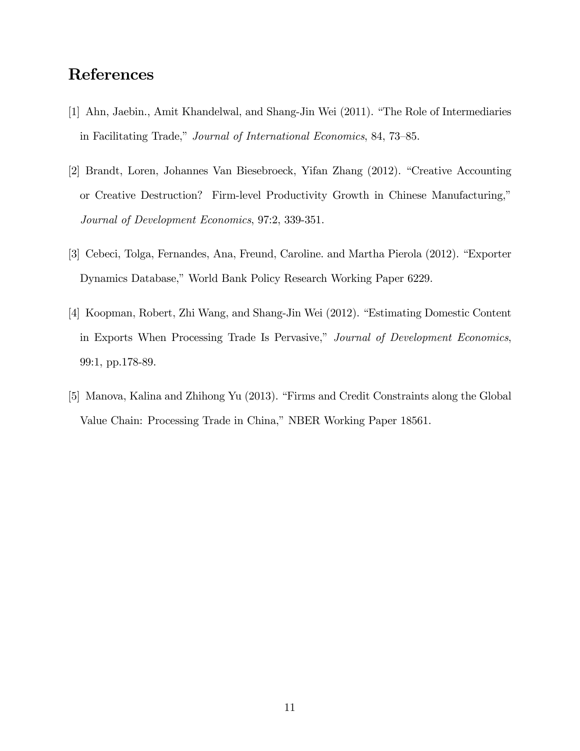# References

[1] Ahn, Jaebin., Amit Khandelwal, and Shang-Jin Wei (2011). "The Role of Intermediaries in Facilitating Trade," *Journal of International Economics*, 84, 73–85.

[2] Brandt, Loren, Johannes Van Biesebroeck, Yifan Zhang (2012). "Creative Accounting or Creative Destruction? Firm-level Productivity Growth in Chinese Manufacturing," *Journal of Development Economics*, 97:2, 339-351.

[3] Cebeci, Tolga, Fernandes, Ana, Freund, Caroline. and Martha Pierola (2012). "Exporter Dynamics Database," World Bank Policy Research Working Paper 6229.

[4] Koopman, Robert, Zhi Wang, and Shang-Jin Wei (2012). "Estimating Domestic Content in Exports When Processing Trade Is Pervasive," *Journal of Development Economics*, 99:1, pp.178-89.

[5] Manova, Kalina and Zhihong Yu (2013). "Firms and Credit Constraints along the Global Value Chain: Processing Trade in China," NBER Working Paper 18561.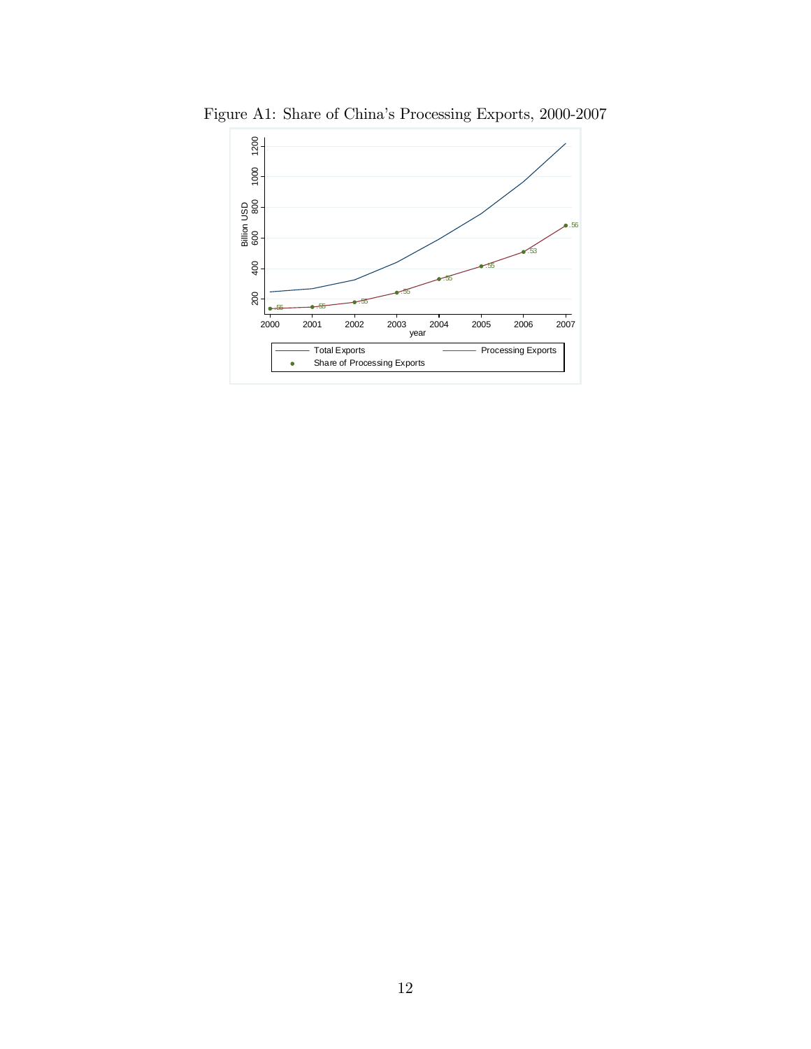Figure A1: Share of China's Processing Exports, 2000-2007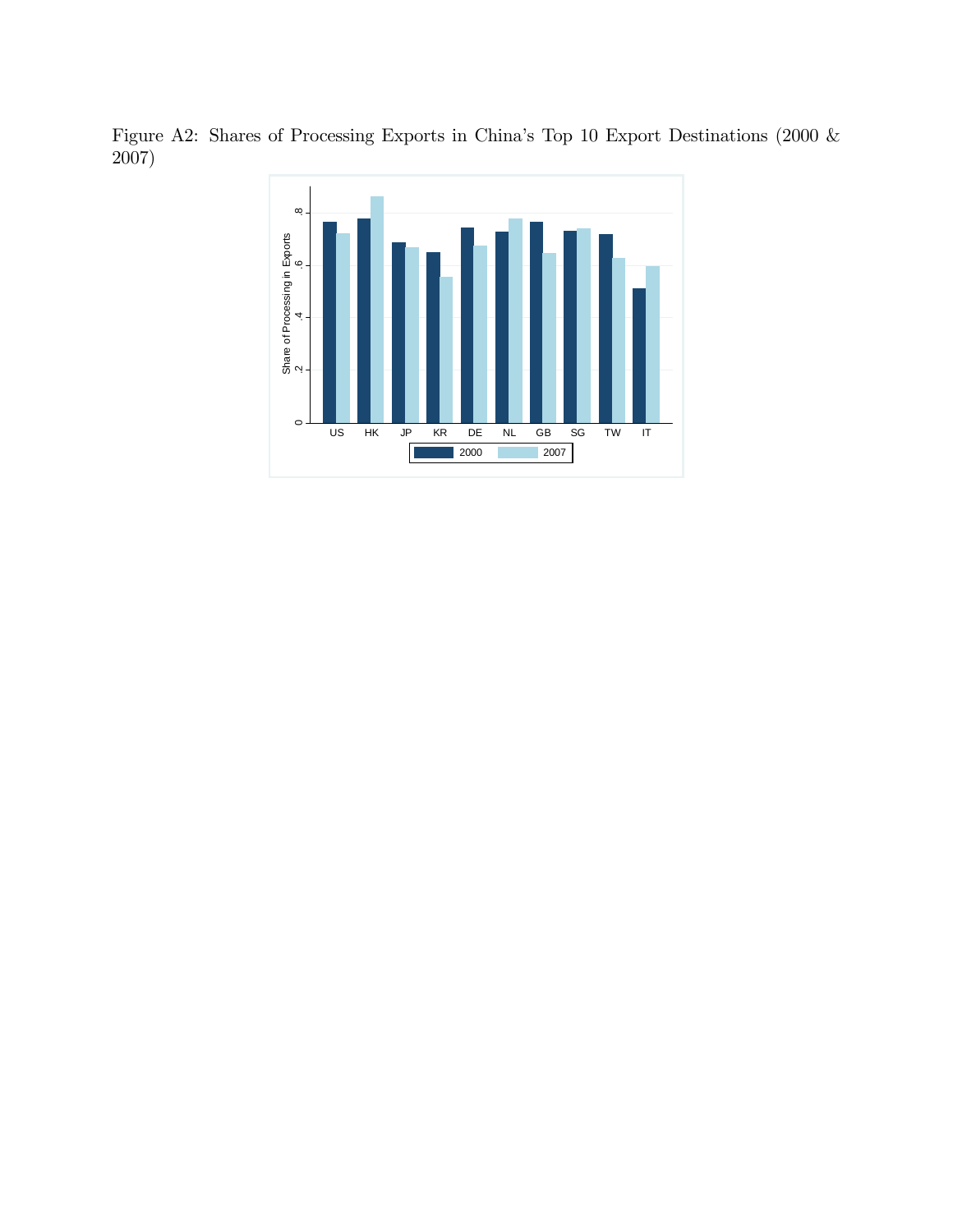Figure A2: Shares of Processing Exports in China's Top 10 Export Destinations (2000 & 2007)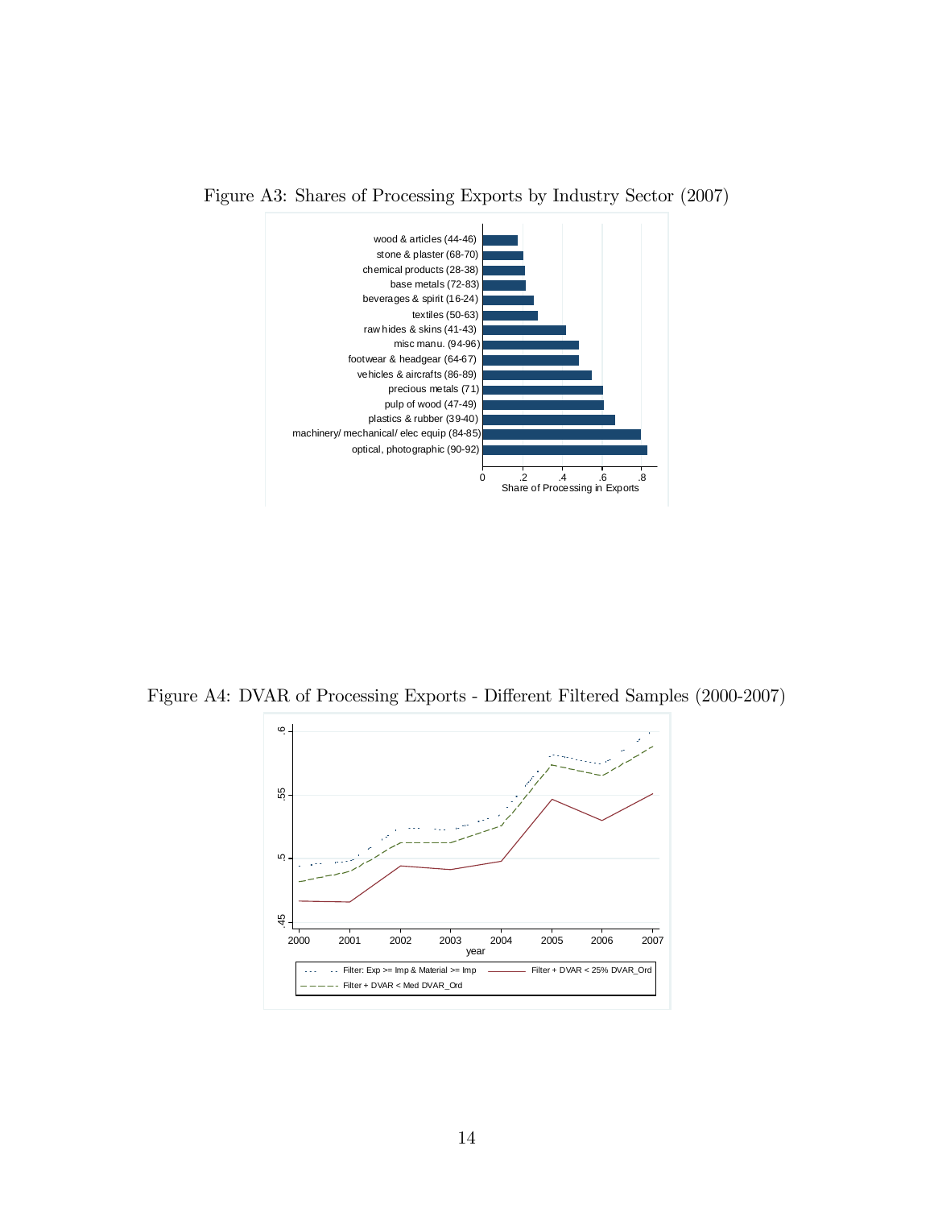Figure A3: Shares of Processing Exports by Industry Sector (2007)

Figure A4: DVAR of Processing Exports - Different Filtered Samples (2000-2007)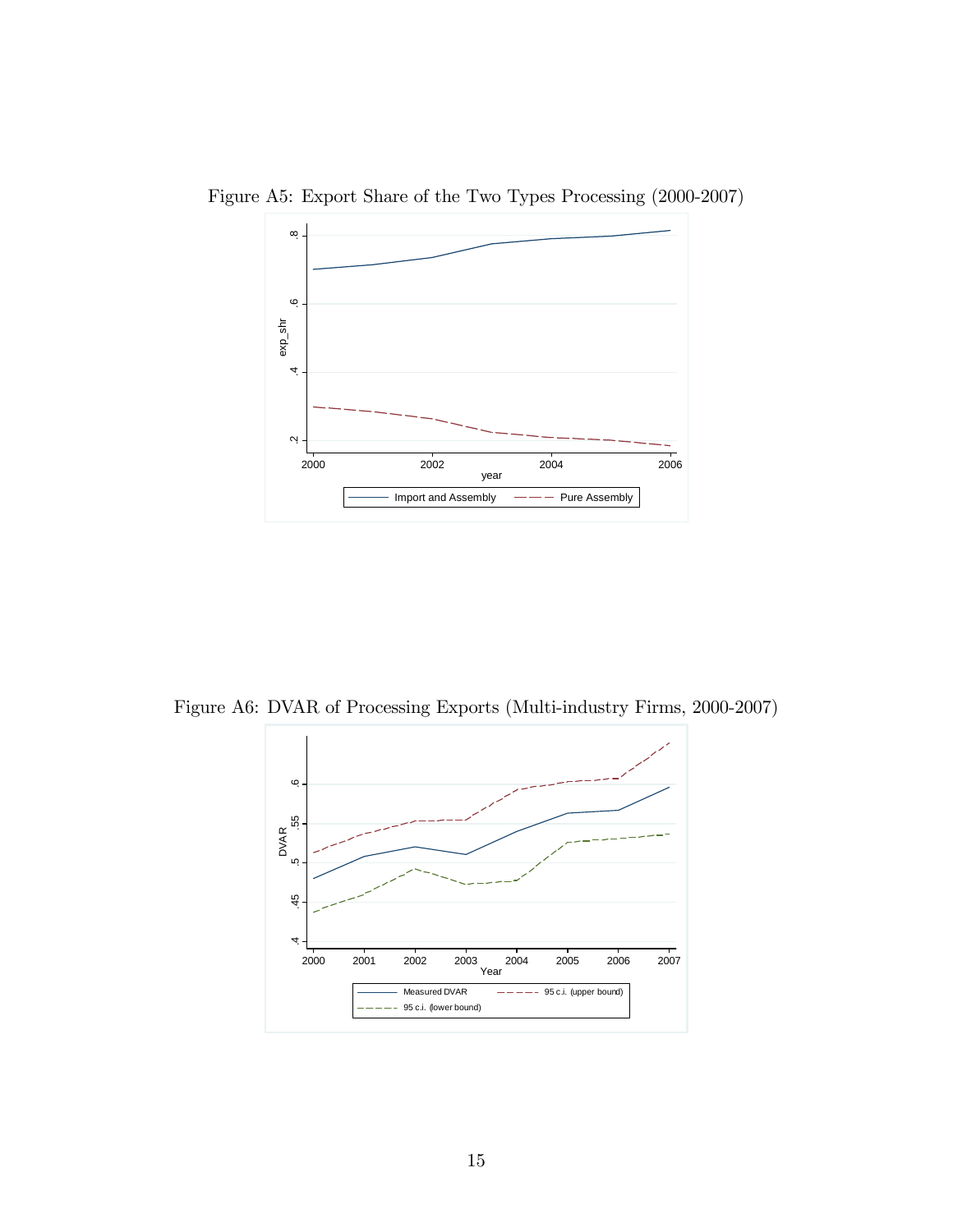Figure A5: Export Share of the Two Types Processing (2000-2007)

Figure A6: DVAR of Processing Exports (Multi-industry Firms, 2000-2007)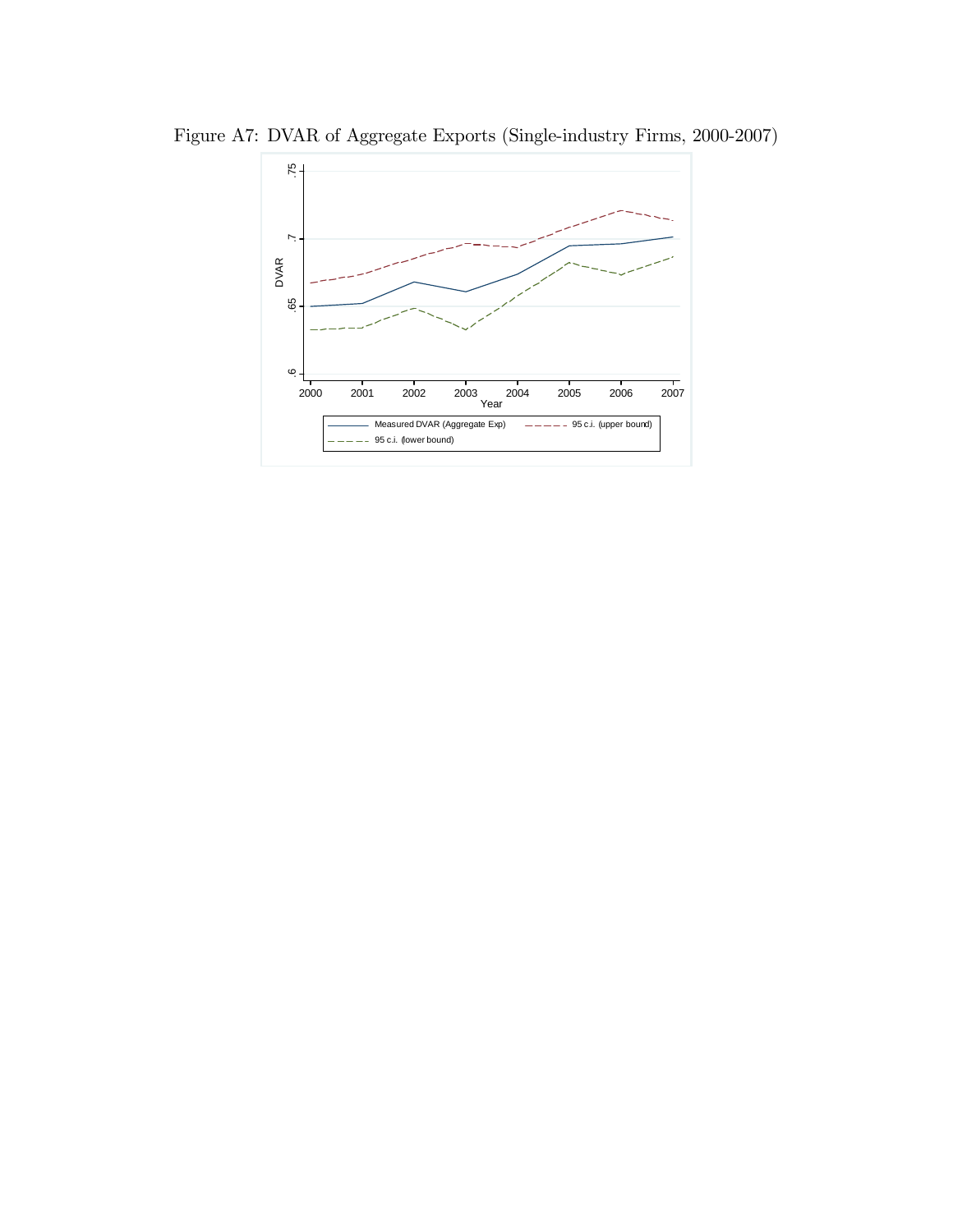Figure A7: DVAR of Aggregate Exports (Single-industry Firms, 2000-2007)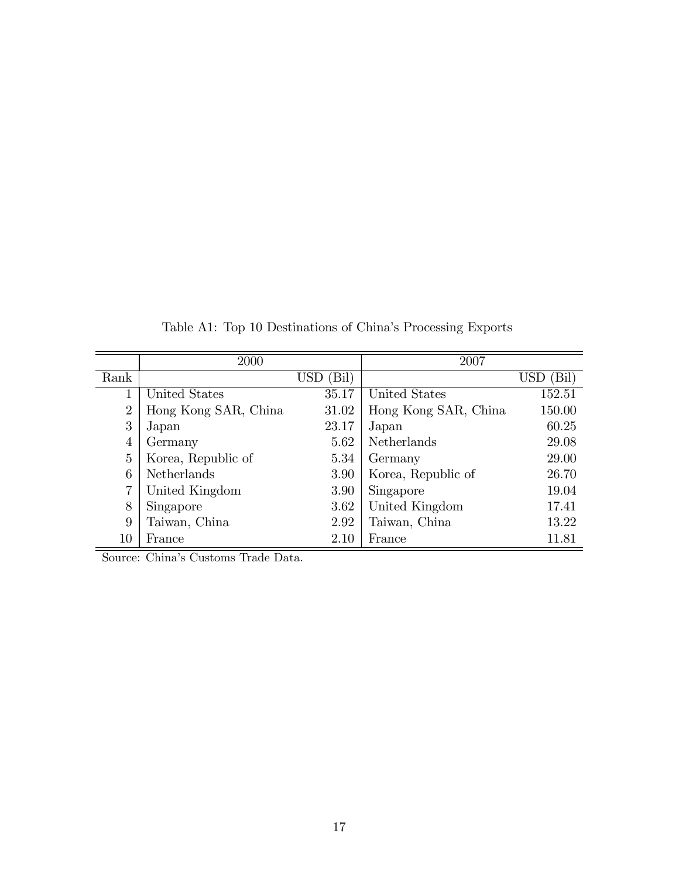Table A1: Top 10 Destinations of China's Processing Exports

| | 2000 | | 2007 | |
|---|---|---|---|---|
| Rank | | USD (Bil) | | USD (Bil) |
| 1 | United States | 35.17 | United States | 152.51 |
| 2 | Hong Kong SAR, China | 31.02 | Hong Kong SAR, China | 150.00 |
| 3 | Japan | 23.17 | Japan | 60.25 |
| 4 | Germany | 5.62 | Netherlands | 29.08 |
| 5 | Korea, Republic of | 5.34 | Germany | 29.00 |
| 6 | Netherlands | 3.90 | Korea, Republic of | 26.70 |
| 7 | United Kingdom | 3.90 | Singapore | 19.04 |
| 8 | Singapore | 3.62 | United Kingdom | 17.41 |
| 9 | Taiwan, China | 2.92 | Taiwan, China | 13.22 |
| 10 | France | 2.10 | France | 11.81 |

Source: China's Customs Trade Data.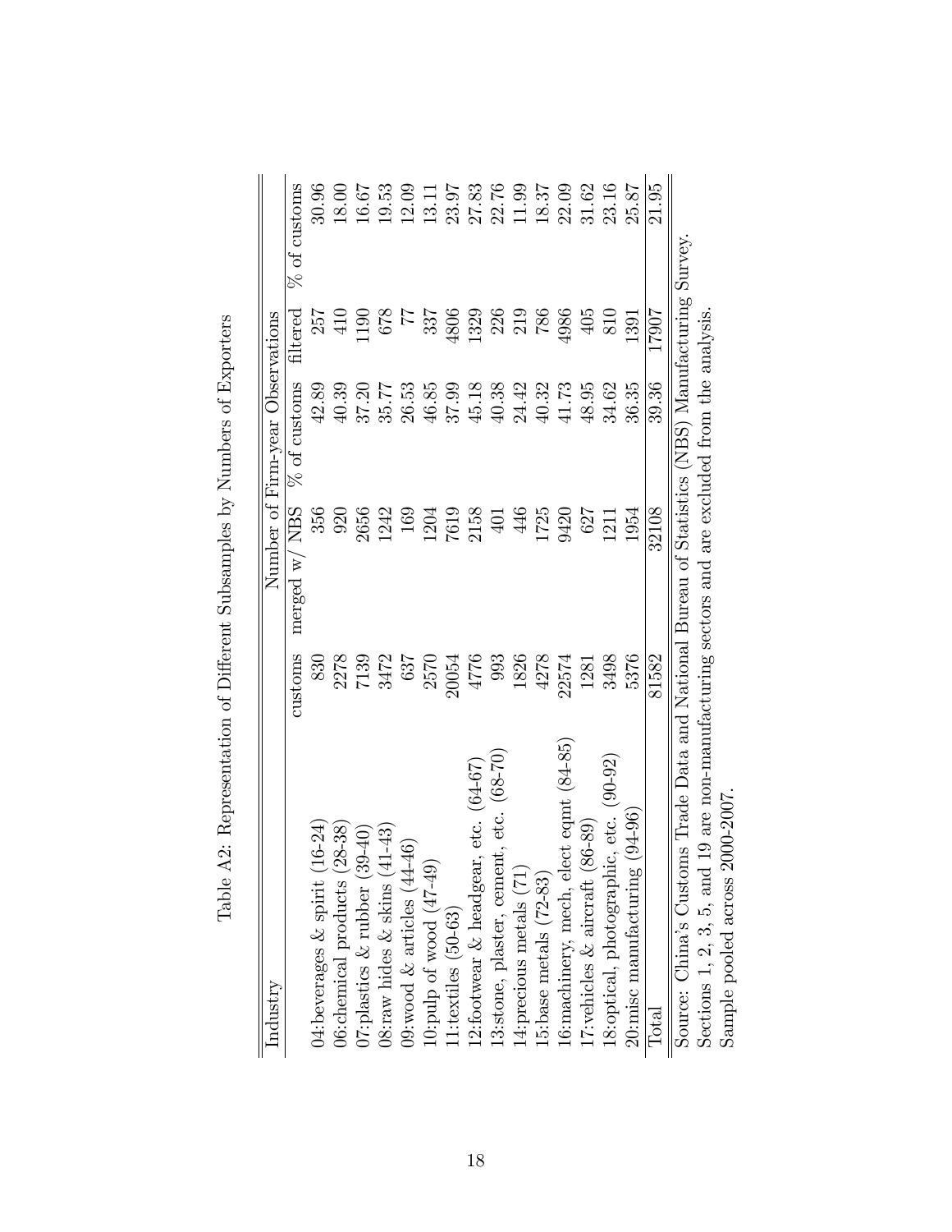Table A2: Representation of Different Subsamples by Numbers of Exporters

| Industry | Number of Firm-year Observations | | | | |
|---|---|---|---|---|---|
| | customs | merged w/ NBS | % of customs | filtered | % of customs |
| 04:beverages & spirit (16-24) | 830 | 356 | 42.89 | 257 | 30.96 |
| 06:chemical products (28-38) | 2278 | 920 | 40.39 | 410 | 18.00 |
| 07:plastics & rubber (39-40) | 7139 | 2656 | 37.20 | 1190 | 16.67 |
| 08:raw hides & skins (41-43) | 3472 | 1242 | 35.77 | 678 | 19.53 |
| 09:wood & articles (44-46) | 637 | 169 | 26.53 | 77 | 12.09 |
| 10:pulp of wood (47-49) | 2570 | 1204 | 46.85 | 337 | 13.11 |
| 11:textiles (50-63) | 20054 | 7619 | 37.99 | 4806 | 23.97 |
| 12:footwear & headgear, etc. (64-67) | 4776 | 2158 | 45.18 | 1329 | 27.83 |
| 13:stone, plaster, cement, etc. (68-70) | 993 | 401 | 40.38 | 226 | 22.76 |
| 14:precious metals (71) | 1826 | 446 | 24.42 | 219 | 11.99 |
| 15:base metals (72-83) | 4278 | 1725 | 40.32 | 786 | 18.37 |
| 16:machinery, mech, elect eqmt (84-85) | 22574 | 9420 | 41.73 | 4986 | 22.09 |
| 17:vehicles & aircraft (86-89) | 1281 | 627 | 48.95 | 405 | 31.62 |
| 18:optical, photographic, etc. (90-92) | 3498 | 1211 | 34.62 | 810 | 23.16 |
| 20:misc manufacturing (94-96) | 5376 | 1954 | 36.35 | 1391 | 25.87 |
| Total | 81582 | 32108 | 39.36 | 17907 | 21.95 |

Source: China's Customs Trade Data and National Bureau of Statistics (NBS) Manufacturing Survey.
Sections 1, 2, 3, 5, and 19 are non-manufacturing sectors and are excluded from the analysis.
Sample pooled across 2000-2007.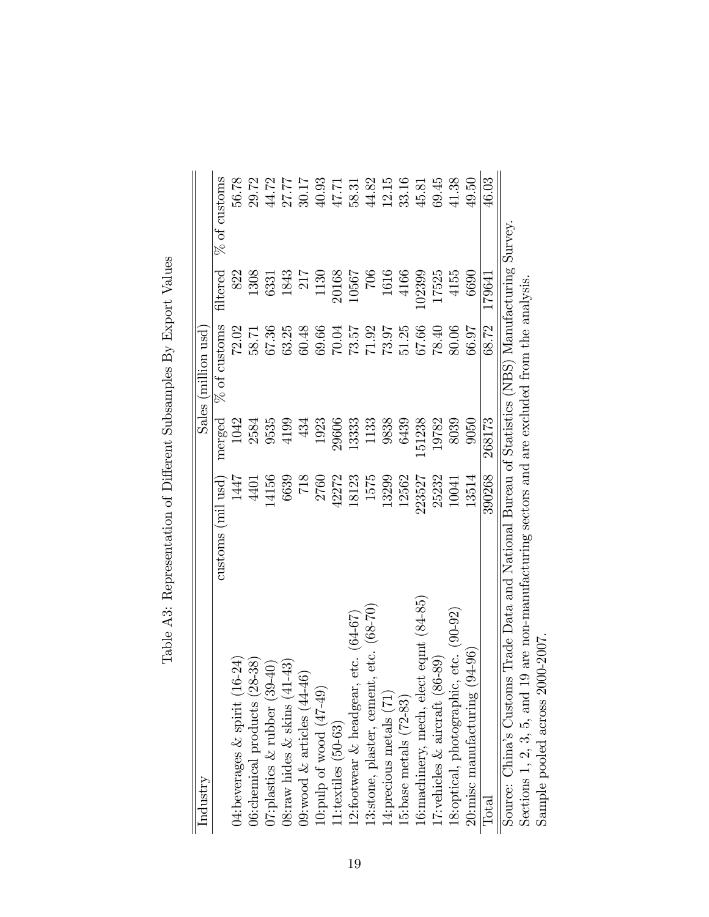Table A3: Representation of Different Subsamples By Export Values

| Industry | | Sales (million usd) | | | |
|---|---|---|---|---|---|
| | customs (mil usd) | merged | % of customs | filtered | % of customs |
| 04:beverages & spirit (16-24) | 1447 | 1042 | 72.02 | 822 | 56.78 |
| 06:chemical products (28-38) | 4401 | 2584 | 58.71 | 1308 | 29.72 |
| 07:plastics & rubber (39-40) | 14156 | 9535 | 67.36 | 6331 | 44.72 |
| 08:raw hides & skins (41-43) | 6639 | 4199 | 63.25 | 1843 | 27.77 |
| 09:wood & articles (44-46) | 718 | 434 | 60.48 | 217 | 30.17 |
| 10:pulp of wood (47-49) | 2760 | 1923 | 69.66 | 1130 | 40.93 |
| 11:textiles (50-63) | 42272 | 29606 | 70.04 | 20168 | 47.71 |
| 12:footwear & headgear, etc. (64-67) | 18123 | 13333 | 73.57 | 10567 | 58.31 |
| 13:stone, plaster, cement, etc. (68-70) | 1575 | 1133 | 71.92 | 706 | 44.82 |
| 14:precious metals (71) | 13299 | 9838 | 73.97 | 1616 | 12.15 |
| 15:base metals (72-83) | 12562 | 6439 | 51.25 | 4166 | 33.16 |
| 16:machinery, mech, elect eqmt (84-85) | 223527 | 151238 | 67.66 | 102399 | 45.81 |
| 17:vehicles & aircraft (86-89) | 25232 | 19782 | 78.40 | 17525 | 69.45 |
| 18:optical, photographic, etc. (90-92) | 10041 | 8039 | 80.06 | 4155 | 41.38 |
| 20:misc manufacturing (94-96) | 13514 | 9050 | 66.97 | 6690 | 49.50 |
| Total | 390268 | 268173 | 68.72 | 179641 | 46.03 |

Source: China's Customs Trade Data and National Bureau of Statistics (NBS) Manufacturing Survey.
Sections 1, 2, 3, 5, and 19 are non-manufacturing sectors and are excluded from the analysis.
Sample pooled across 2000-2007.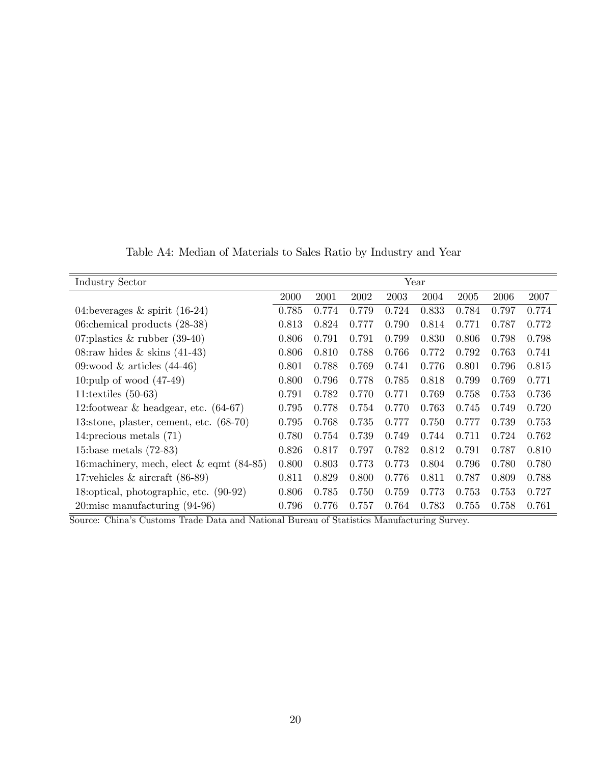Table A4: Median of Materials to Sales Ratio by Industry and Year

| Industry Sector | Year | | | | | | | |
|---|---|---|---|---|---|---|---|---|
| | 2000 | 2001 | 2002 | 2003 | 2004 | 2005 | 2006 | 2007 |
| 04:beverages & spirit (16-24) | 0.785 | 0.774 | 0.779 | 0.724 | 0.833 | 0.784 | 0.797 | 0.774 |
| 06:chemical products (28-38) | 0.813 | 0.824 | 0.777 | 0.790 | 0.814 | 0.771 | 0.787 | 0.772 |
| 07:plastics & rubber (39-40) | 0.806 | 0.791 | 0.791 | 0.799 | 0.830 | 0.806 | 0.798 | 0.798 |
| 08:raw hides & skins (41-43) | 0.806 | 0.810 | 0.788 | 0.766 | 0.772 | 0.792 | 0.763 | 0.741 |
| 09:wood & articles (44-46) | 0.801 | 0.788 | 0.769 | 0.741 | 0.776 | 0.801 | 0.796 | 0.815 |
| 10:pulp of wood (47-49) | 0.800 | 0.796 | 0.778 | 0.785 | 0.818 | 0.799 | 0.769 | 0.771 |
| 11:textiles (50-63) | 0.791 | 0.782 | 0.770 | 0.771 | 0.769 | 0.758 | 0.753 | 0.736 |
| 12:footwear & headgear, etc. (64-67) | 0.795 | 0.778 | 0.754 | 0.770 | 0.763 | 0.745 | 0.749 | 0.720 |
| 13:stone, plaster, cement, etc. (68-70) | 0.795 | 0.768 | 0.735 | 0.777 | 0.750 | 0.777 | 0.739 | 0.753 |
| 14:precious metals (71) | 0.780 | 0.754 | 0.739 | 0.749 | 0.744 | 0.711 | 0.724 | 0.762 |
| 15:base metals (72-83) | 0.826 | 0.817 | 0.797 | 0.782 | 0.812 | 0.791 | 0.787 | 0.810 |
| 16:machinery, mech, elect & eqmt (84-85) | 0.800 | 0.803 | 0.773 | 0.773 | 0.804 | 0.796 | 0.780 | 0.780 |
| 17:vehicles & aircraft (86-89) | 0.811 | 0.829 | 0.800 | 0.776 | 0.811 | 0.787 | 0.809 | 0.788 |
| 18:optical, photographic, etc. (90-92) | 0.806 | 0.785 | 0.750 | 0.759 | 0.773 | 0.753 | 0.753 | 0.727 |
| 20:misc manufacturing (94-96) | 0.796 | 0.776 | 0.757 | 0.764 | 0.783 | 0.755 | 0.758 | 0.761 |

Source: China's Customs Trade Data and National Bureau of Statistics Manufacturing Survey.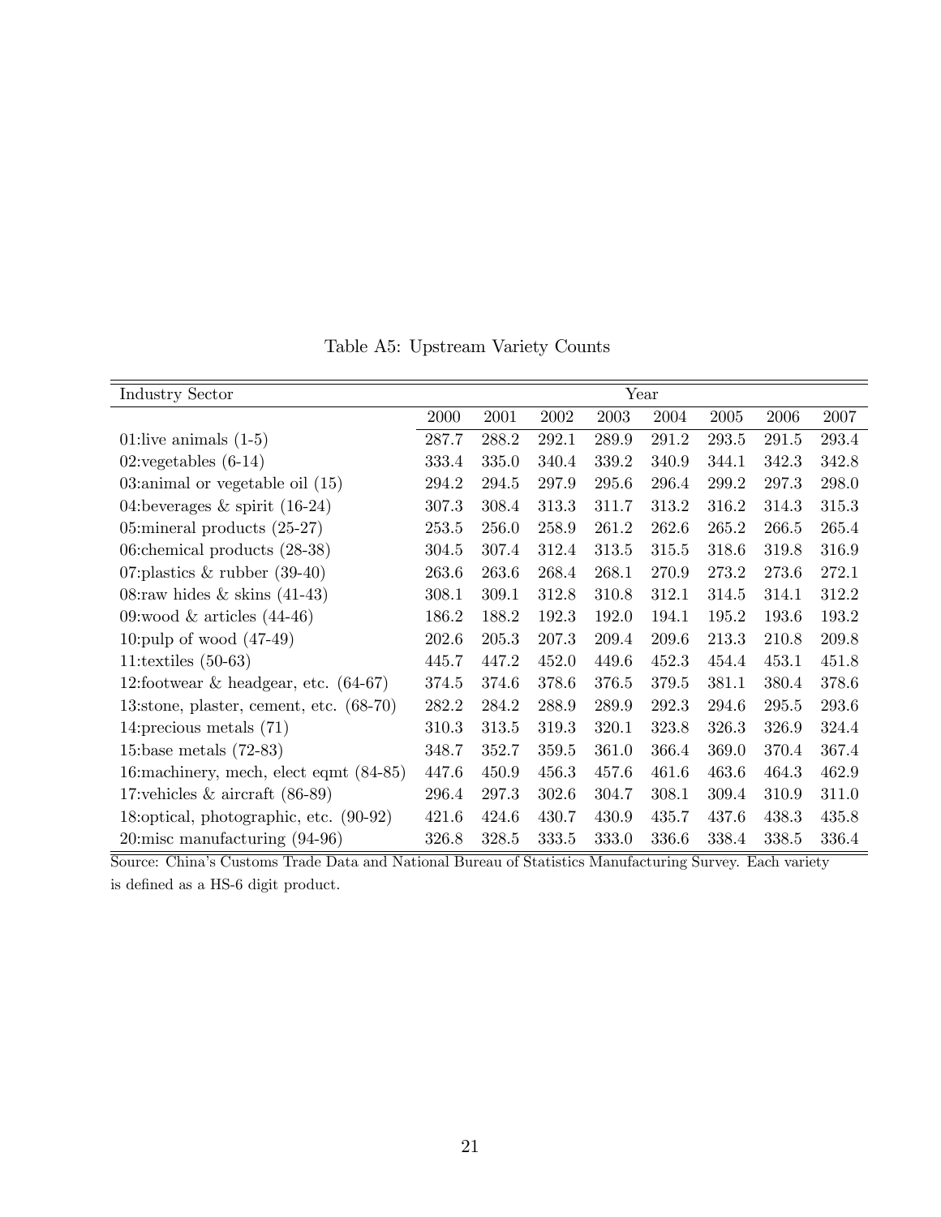Table A5: Upstream Variety Counts

| Industry Sector | Year | | | | | | | |
|---|---|---|---|---|---|---|---|---|
| | 2000 | 2001 | 2002 | 2003 | 2004 | 2005 | 2006 | 2007 |
| 01:live animals (1-5) | 287.7 | 288.2 | 292.1 | 289.9 | 291.2 | 293.5 | 291.5 | 293.4 |
| 02:vegetables (6-14) | 333.4 | 335.0 | 340.4 | 339.2 | 340.9 | 344.1 | 342.3 | 342.8 |
| 03:animal or vegetable oil (15) | 294.2 | 294.5 | 297.9 | 295.6 | 296.4 | 299.2 | 297.3 | 298.0 |
| 04:beverages & spirit (16-24) | 307.3 | 308.4 | 313.3 | 311.7 | 313.2 | 316.2 | 314.3 | 315.3 |
| 05:mineral products (25-27) | 253.5 | 256.0 | 258.9 | 261.2 | 262.6 | 265.2 | 266.5 | 265.4 |
| 06:chemical products (28-38) | 304.5 | 307.4 | 312.4 | 313.5 | 315.5 | 318.6 | 319.8 | 316.9 |
| 07:plastics & rubber (39-40) | 263.6 | 263.6 | 268.4 | 268.1 | 270.9 | 273.2 | 273.6 | 272.1 |
| 08:raw hides & skins (41-43) | 308.1 | 309.1 | 312.8 | 310.8 | 312.1 | 314.5 | 314.1 | 312.2 |
| 09:wood & articles (44-46) | 186.2 | 188.2 | 192.3 | 192.0 | 194.1 | 195.2 | 193.6 | 193.2 |
| 10:pulp of wood (47-49) | 202.6 | 205.3 | 207.3 | 209.4 | 209.6 | 213.3 | 210.8 | 209.8 |
| 11:textiles (50-63) | 445.7 | 447.2 | 452.0 | 449.6 | 452.3 | 454.4 | 453.1 | 451.8 |
| 12:footwear & headgear, etc. (64-67) | 374.5 | 374.6 | 378.6 | 376.5 | 379.5 | 381.1 | 380.4 | 378.6 |
| 13:stone, plaster, cement, etc. (68-70) | 282.2 | 284.2 | 288.9 | 289.9 | 292.3 | 294.6 | 295.5 | 293.6 |
| 14:precious metals (71) | 310.3 | 313.5 | 319.3 | 320.1 | 323.8 | 326.3 | 326.9 | 324.4 |
| 15:base metals (72-83) | 348.7 | 352.7 | 359.5 | 361.0 | 366.4 | 369.0 | 370.4 | 367.4 |
| 16:machinery, mech, elect eqmt (84-85) | 447.6 | 450.9 | 456.3 | 457.6 | 461.6 | 463.6 | 464.3 | 462.9 |
| 17:vehicles & aircraft (86-89) | 296.4 | 297.3 | 302.6 | 304.7 | 308.1 | 309.4 | 310.9 | 311.0 |
| 18:optical, photographic, etc. (90-92) | 421.6 | 424.6 | 430.7 | 430.9 | 435.7 | 437.6 | 438.3 | 435.8 |
| 20:misc manufacturing (94-96) | 326.8 | 328.5 | 333.5 | 333.0 | 336.6 | 338.4 | 338.5 | 336.4 |

Source: China's Customs Trade Data and National Bureau of Statistics Manufacturing Survey. Each variety is defined as a HS-6 digit product.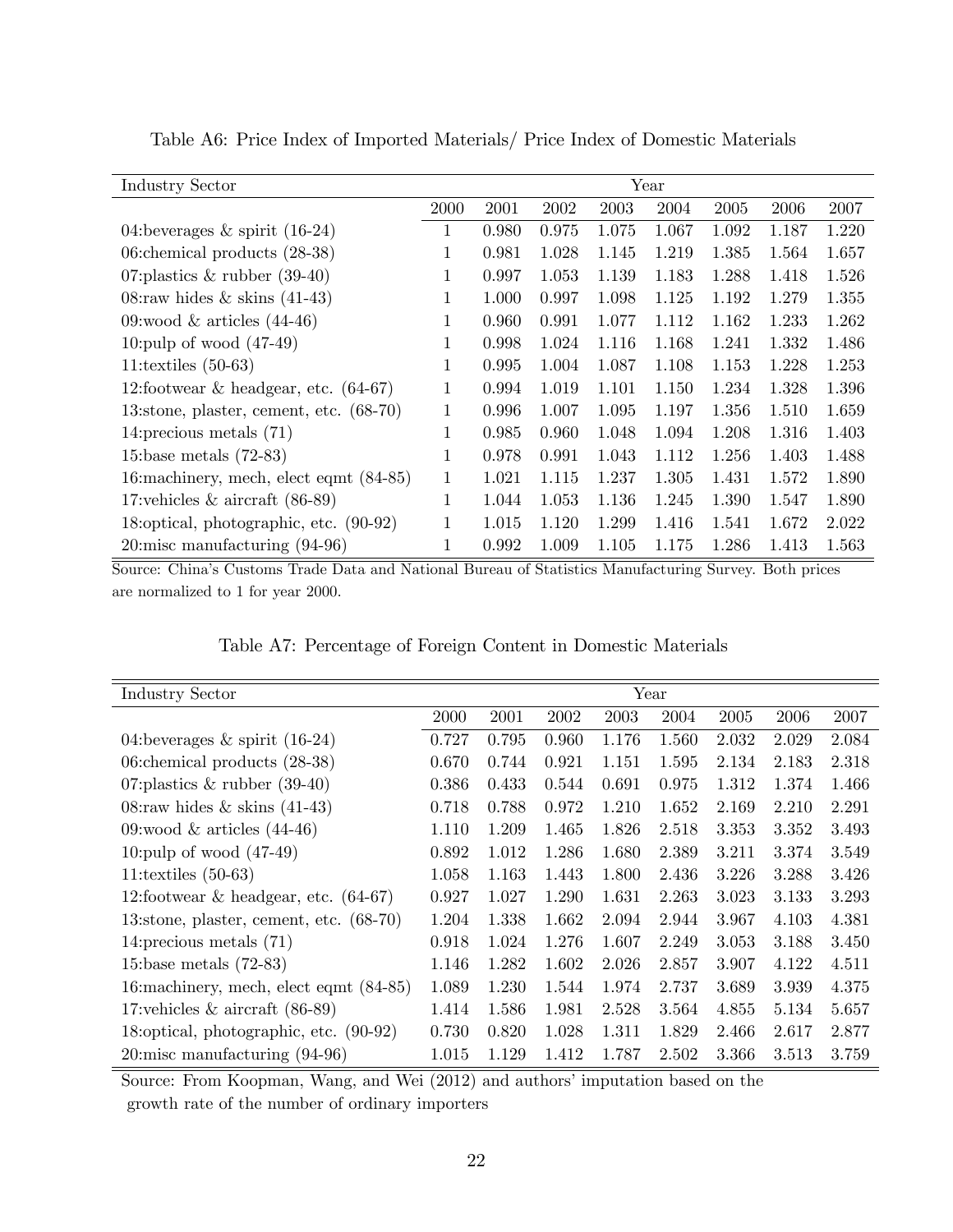Table A6: Price Index of Imported Materials/ Price Index of Domestic Materials

| Industry Sector | Year | | | | | | | |
|---|---|---|---|---|---|---|---|---|
| | 2000 | 2001 | 2002 | 2003 | 2004 | 2005 | 2006 | 2007 |
| 04:beverages & spirit (16-24) | 1 | 0.980 | 0.975 | 1.075 | 1.067 | 1.092 | 1.187 | 1.220 |
| 06:chemical products (28-38) | 1 | 0.981 | 1.028 | 1.145 | 1.219 | 1.385 | 1.564 | 1.657 |
| 07:plastics & rubber (39-40) | 1 | 0.997 | 1.053 | 1.139 | 1.183 | 1.288 | 1.418 | 1.526 |
| 08:raw hides & skins (41-43) | 1 | 1.000 | 0.997 | 1.098 | 1.125 | 1.192 | 1.279 | 1.355 |
| 09:wood & articles (44-46) | 1 | 0.960 | 0.991 | 1.077 | 1.112 | 1.162 | 1.233 | 1.262 |
| 10:pulp of wood (47-49) | 1 | 0.998 | 1.024 | 1.116 | 1.168 | 1.241 | 1.332 | 1.486 |
| 11:textiles (50-63) | 1 | 0.995 | 1.004 | 1.087 | 1.108 | 1.153 | 1.228 | 1.253 |
| 12:footwear & headgear, etc. (64-67) | 1 | 0.994 | 1.019 | 1.101 | 1.150 | 1.234 | 1.328 | 1.396 |
| 13:stone, plaster, cement, etc. (68-70) | 1 | 0.996 | 1.007 | 1.095 | 1.197 | 1.356 | 1.510 | 1.659 |
| 14:precious metals (71) | 1 | 0.985 | 0.960 | 1.048 | 1.094 | 1.208 | 1.316 | 1.403 |
| 15:base metals (72-83) | 1 | 0.978 | 0.991 | 1.043 | 1.112 | 1.256 | 1.403 | 1.488 |
| 16:machinery, mech, elect eqmt (84-85) | 1 | 1.021 | 1.115 | 1.237 | 1.305 | 1.431 | 1.572 | 1.890 |
| 17:vehicles & aircraft (86-89) | 1 | 1.044 | 1.053 | 1.136 | 1.245 | 1.390 | 1.547 | 1.890 |
| 18:optical, photographic, etc. (90-92) | 1 | 1.015 | 1.120 | 1.299 | 1.416 | 1.541 | 1.672 | 2.022 |
| 20:misc manufacturing (94-96) | 1 | 0.992 | 1.009 | 1.105 | 1.175 | 1.286 | 1.413 | 1.563 |

Source: China's Customs Trade Data and National Bureau of Statistics Manufacturing Survey. Both prices are normalized to 1 for year 2000.

Table A7: Percentage of Foreign Content in Domestic Materials

| Industry Sector | Year | | | | | | | |
|---|---|---|---|---|---|---|---|---|
| | 2000 | 2001 | 2002 | 2003 | 2004 | 2005 | 2006 | 2007 |
| 04:beverages & spirit (16-24) | 0.727 | 0.795 | 0.960 | 1.176 | 1.560 | 2.032 | 2.029 | 2.084 |
| 06:chemical products (28-38) | 0.670 | 0.744 | 0.921 | 1.151 | 1.595 | 2.134 | 2.183 | 2.318 |
| 07:plastics & rubber (39-40) | 0.386 | 0.433 | 0.544 | 0.691 | 0.975 | 1.312 | 1.374 | 1.466 |
| 08:raw hides & skins (41-43) | 0.718 | 0.788 | 0.972 | 1.210 | 1.652 | 2.169 | 2.210 | 2.291 |
| 09:wood & articles (44-46) | 1.110 | 1.209 | 1.465 | 1.826 | 2.518 | 3.353 | 3.352 | 3.493 |
| 10:pulp of wood (47-49) | 0.892 | 1.012 | 1.286 | 1.680 | 2.389 | 3.211 | 3.374 | 3.549 |
| 11:textiles (50-63) | 1.058 | 1.163 | 1.443 | 1.800 | 2.436 | 3.226 | 3.288 | 3.426 |
| 12:footwear & headgear, etc. (64-67) | 0.927 | 1.027 | 1.290 | 1.631 | 2.263 | 3.023 | 3.133 | 3.293 |
| 13:stone, plaster, cement, etc. (68-70) | 1.204 | 1.338 | 1.662 | 2.094 | 2.944 | 3.967 | 4.103 | 4.381 |
| 14:precious metals (71) | 0.918 | 1.024 | 1.276 | 1.607 | 2.249 | 3.053 | 3.188 | 3.450 |
| 15:base metals (72-83) | 1.146 | 1.282 | 1.602 | 2.026 | 2.857 | 3.907 | 4.122 | 4.511 |
| 16:machinery, mech, elect eqmt (84-85) | 1.089 | 1.230 | 1.544 | 1.974 | 2.737 | 3.689 | 3.939 | 4.375 |
| 17:vehicles & aircraft (86-89) | 1.414 | 1.586 | 1.981 | 2.528 | 3.564 | 4.855 | 5.134 | 5.657 |
| 18:optical, photographic, etc. (90-92) | 0.730 | 0.820 | 1.028 | 1.311 | 1.829 | 2.466 | 2.617 | 2.877 |
| 20:misc manufacturing (94-96) | 1.015 | 1.129 | 1.412 | 1.787 | 2.502 | 3.366 | 3.513 | 3.759 |

Source: From Koopman, Wang, and Wei (2012) and authors' imputation based on the growth rate of the number of ordinary importers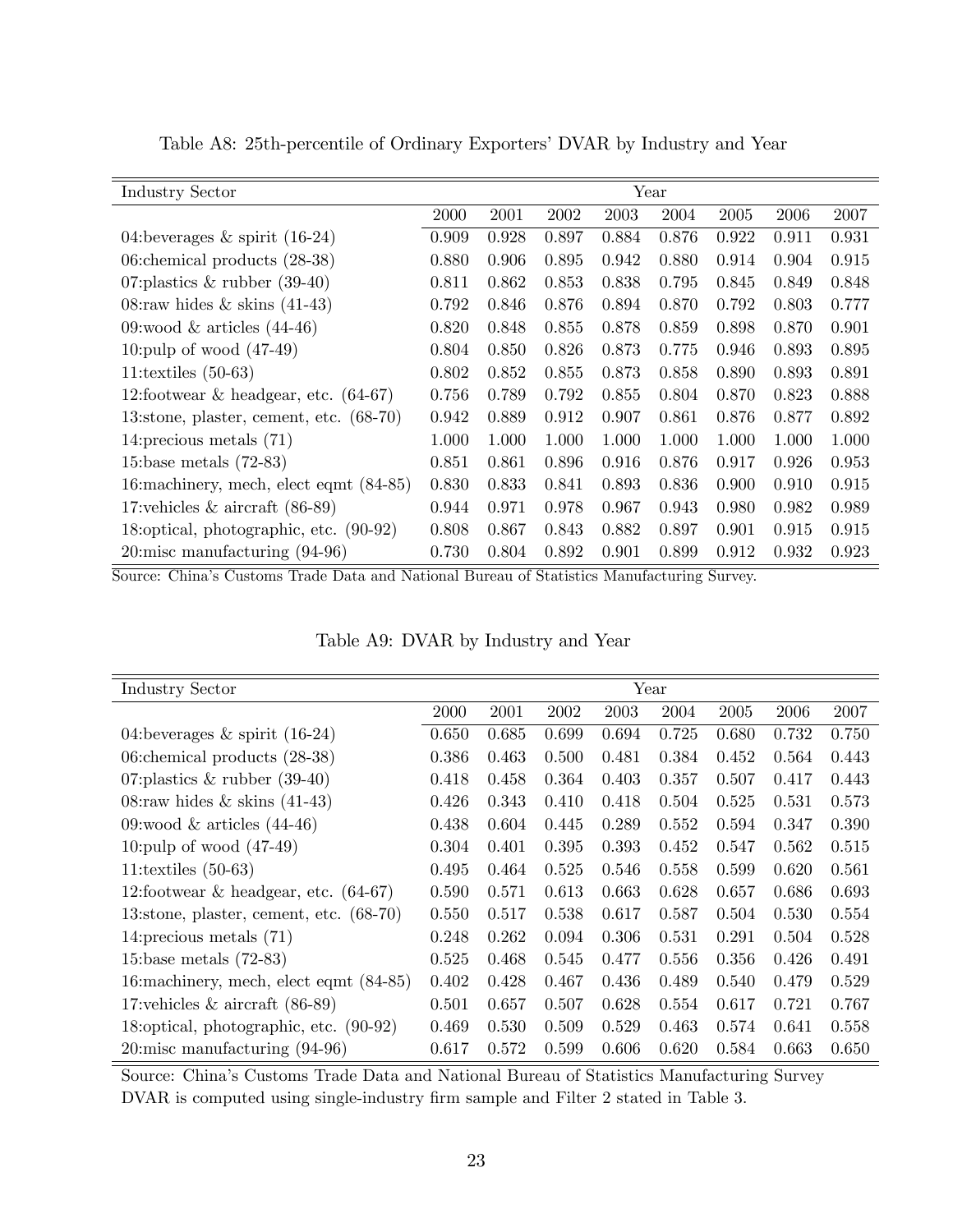Table A8: 25th-percentile of Ordinary Exporters' DVAR by Industry and Year

| Industry Sector | Year | | | | | | | |
|---|---|---|---|---|---|---|---|---|
| | 2000 | 2001 | 2002 | 2003 | 2004 | 2005 | 2006 | 2007 |
| 04:beverages & spirit (16-24) | 0.909 | 0.928 | 0.897 | 0.884 | 0.876 | 0.922 | 0.911 | 0.931 |
| 06:chemical products (28-38) | 0.880 | 0.906 | 0.895 | 0.942 | 0.880 | 0.914 | 0.904 | 0.915 |
| 07:plastics & rubber (39-40) | 0.811 | 0.862 | 0.853 | 0.838 | 0.795 | 0.845 | 0.849 | 0.848 |
| 08:raw hides & skins (41-43) | 0.792 | 0.846 | 0.876 | 0.894 | 0.870 | 0.792 | 0.803 | 0.777 |
| 09:wood & articles (44-46) | 0.820 | 0.848 | 0.855 | 0.878 | 0.859 | 0.898 | 0.870 | 0.901 |
| 10:pulp of wood (47-49) | 0.804 | 0.850 | 0.826 | 0.873 | 0.775 | 0.946 | 0.893 | 0.895 |
| 11:textiles (50-63) | 0.802 | 0.852 | 0.855 | 0.873 | 0.858 | 0.890 | 0.893 | 0.891 |
| 12:footwear & headgear, etc. (64-67) | 0.756 | 0.789 | 0.792 | 0.855 | 0.804 | 0.870 | 0.823 | 0.888 |
| 13:stone, plaster, cement, etc. (68-70) | 0.942 | 0.889 | 0.912 | 0.907 | 0.861 | 0.876 | 0.877 | 0.892 |
| 14:precious metals (71) | 1.000 | 1.000 | 1.000 | 1.000 | 1.000 | 1.000 | 1.000 | 1.000 |
| 15:base metals (72-83) | 0.851 | 0.861 | 0.896 | 0.916 | 0.876 | 0.917 | 0.926 | 0.953 |
| 16:machinery, mech, elect eqmt (84-85) | 0.830 | 0.833 | 0.841 | 0.893 | 0.836 | 0.900 | 0.910 | 0.915 |
| 17:vehicles & aircraft (86-89) | 0.944 | 0.971 | 0.978 | 0.967 | 0.943 | 0.980 | 0.982 | 0.989 |
| 18:optical, photographic, etc. (90-92) | 0.808 | 0.867 | 0.843 | 0.882 | 0.897 | 0.901 | 0.915 | 0.915 |
| 20:misc manufacturing (94-96) | 0.730 | 0.804 | 0.892 | 0.901 | 0.899 | 0.912 | 0.932 | 0.923 |

Source: China's Customs Trade Data and National Bureau of Statistics Manufacturing Survey.

Table A9: DVAR by Industry and Year

| Industry Sector | Year | | | | | | | |
|---|---|---|---|---|---|---|---|---|
| | 2000 | 2001 | 2002 | 2003 | 2004 | 2005 | 2006 | 2007 |
| 04:beverages & spirit (16-24) | 0.650 | 0.685 | 0.699 | 0.694 | 0.725 | 0.680 | 0.732 | 0.750 |
| 06:chemical products (28-38) | 0.386 | 0.463 | 0.500 | 0.481 | 0.384 | 0.452 | 0.564 | 0.443 |
| 07:plastics & rubber (39-40) | 0.418 | 0.458 | 0.364 | 0.403 | 0.357 | 0.507 | 0.417 | 0.443 |
| 08:raw hides & skins (41-43) | 0.426 | 0.343 | 0.410 | 0.418 | 0.504 | 0.525 | 0.531 | 0.573 |
| 09:wood & articles (44-46) | 0.438 | 0.604 | 0.445 | 0.289 | 0.552 | 0.594 | 0.347 | 0.390 |
| 10:pulp of wood (47-49) | 0.304 | 0.401 | 0.395 | 0.393 | 0.452 | 0.547 | 0.562 | 0.515 |
| 11:textiles (50-63) | 0.495 | 0.464 | 0.525 | 0.546 | 0.558 | 0.599 | 0.620 | 0.561 |
| 12:footwear & headgear, etc. (64-67) | 0.590 | 0.571 | 0.613 | 0.663 | 0.628 | 0.657 | 0.686 | 0.693 |
| 13:stone, plaster, cement, etc. (68-70) | 0.550 | 0.517 | 0.538 | 0.617 | 0.587 | 0.504 | 0.530 | 0.554 |
| 14:precious metals (71) | 0.248 | 0.262 | 0.094 | 0.306 | 0.531 | 0.291 | 0.504 | 0.528 |
| 15:base metals (72-83) | 0.525 | 0.468 | 0.545 | 0.477 | 0.556 | 0.356 | 0.426 | 0.491 |
| 16:machinery, mech, elect eqmt (84-85) | 0.402 | 0.428 | 0.467 | 0.436 | 0.489 | 0.540 | 0.479 | 0.529 |
| 17:vehicles & aircraft (86-89) | 0.501 | 0.657 | 0.507 | 0.628 | 0.554 | 0.617 | 0.721 | 0.767 |
| 18:optical, photographic, etc. (90-92) | 0.469 | 0.530 | 0.509 | 0.529 | 0.463 | 0.574 | 0.641 | 0.558 |
| 20:misc manufacturing (94-96) | 0.617 | 0.572 | 0.599 | 0.606 | 0.620 | 0.584 | 0.663 | 0.650 |

Source: China's Customs Trade Data and National Bureau of Statistics Manufacturing Survey
DVAR is computed using single-industry firm sample and Filter 2 stated in Table 3.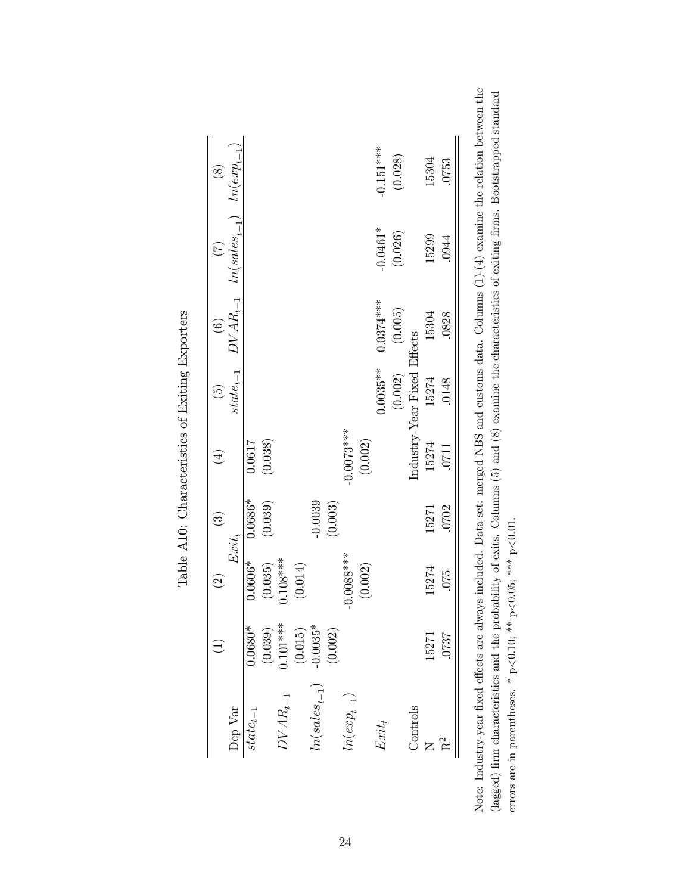Table A10: Characteristics of Exiting Exporters

| | (1) | (2) | (3) | (4) | (5) | (6) | (7) | (8) |
|---|---|---|---|---|---|---|---|---|
| Dep Var | | $Exit_t$ | | | $state_{t-1}$ | $DVAR_{t-1}$ | $ln(sales_{t-1})$ | $ln(exp_{t-1})$ |
| $state_{t-1}$ | 0.0680* | 0.0606* | 0.0686* | 0.0617 | | | | |
| | (0.039) | (0.035) | (0.039) | (0.038) | | | | |
| $DVAR_{t-1}$ | 0.101*** | 0.108*** | | | | | | |
| | (0.015) | (0.014) | | | | | | |
| $ln(sales_{t-1})$ | -0.0035* | | -0.0039 | | | | | |
| | (0.002) | | (0.003) | | | | | |
| $ln(exp_{t-1})$ | | -0.0088*** | | -0.0073*** | | | | |
| | | (0.002) | | (0.002) | | | | |
| $Exit_t$ | | | | | 0.0035** | 0.0374*** | -0.0461* | -0.151*** |
| | | | | | (0.002) | (0.005) | (0.026) | (0.028) |
| Controls | | | | Industry-Year Fixed Effects | | | | |
| N | 15271 | 15274 | 15271 | 15274 | 15274 | 15304 | 15299 | 15304 |
| $R^2$ | .0737 | .075 | .0702 | .0711 | .0148 | .0828 | .0944 | .0753 |

Note: Industry-year fixed effects are always included. Data set: merged NBS and customs data. Columns (1)-(4) examine the relation between the (lagged) firm characteristics and the probability of exits. Columns (5) and (8) examine the characteristics of exiting firms. Bootstrapped standard errors are in parentheses. * p<0.10; ** p<0.05; *** p<0.01.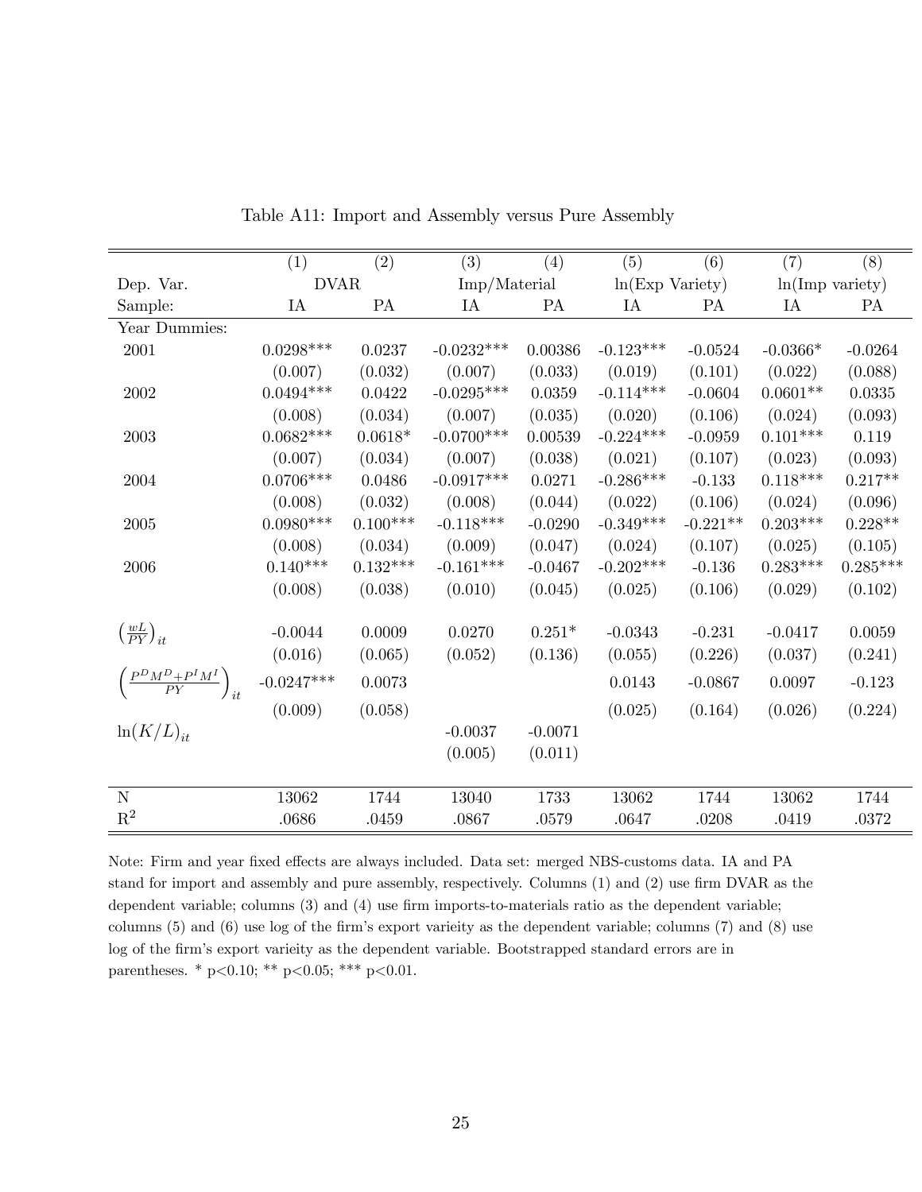Table A11: Import and Assembly versus Pure Assembly

| | (1) | (2) | (3) | (4) | (5) | (6) | (7) | (8) |
|---|---|---|---|---|---|---|---|---|
| Dep. Var. | DVAR | | Imp/Material | | ln(Exp Variety) | | ln(Imp variety) | |
| Sample: | IA | PA | IA | PA | IA | PA | IA | PA |
| Year Dummies: | | | | | | | | |
| 2001 | 0.0298*** | 0.0237 | -0.0232*** | 0.00386 | -0.123*** | -0.0524 | -0.0366* | -0.0264 |
| | (0.007) | (0.032) | (0.007) | (0.033) | (0.019) | (0.101) | (0.022) | (0.088) |
| 2002 | 0.0494*** | 0.0422 | -0.0295*** | 0.0359 | -0.114*** | -0.0604 | 0.0601** | 0.0335 |
| | (0.008) | (0.034) | (0.007) | (0.035) | (0.020) | (0.106) | (0.024) | (0.093) |
| 2003 | 0.0682*** | 0.0618* | -0.0700*** | 0.00539 | -0.224*** | -0.0959 | 0.101*** | 0.119 |
| | (0.007) | (0.034) | (0.007) | (0.038) | (0.021) | (0.107) | (0.023) | (0.093) |
| 2004 | 0.0706*** | 0.0486 | -0.0917*** | 0.0271 | -0.286*** | -0.133 | 0.118*** | 0.217** |
| | (0.008) | (0.032) | (0.008) | (0.044) | (0.022) | (0.106) | (0.024) | (0.096) |
| 2005 | 0.0980*** | 0.100*** | -0.118*** | -0.0290 | -0.349*** | -0.221** | 0.203*** | 0.228** |
| | (0.008) | (0.034) | (0.009) | (0.047) | (0.024) | (0.107) | (0.025) | (0.105) |
| 2006 | 0.140*** | 0.132*** | -0.161*** | -0.0467 | -0.202*** | -0.136 | 0.283*** | 0.285*** |
| | (0.008) | (0.038) | (0.010) | (0.045) | (0.025) | (0.106) | (0.029) | (0.102) |
| $\left(\frac{wL}{PY}\right)_{it}$ | -0.0044 | 0.0009 | 0.0270 | 0.251* | -0.0343 | -0.231 | -0.0417 | 0.0059 |
| | (0.016) | (0.065) | (0.052) | (0.136) | (0.055) | (0.226) | (0.037) | (0.241) |
| $\left(\frac{P^D M^D + P^I M^I}{PY}\right)_{it}$ | -0.0247*** | 0.0073 | | | 0.0143 | -0.0867 | 0.0097 | -0.123 |
| | (0.009) | (0.058) | | | (0.025) | (0.164) | (0.026) | (0.224) |
| $\ln(K/L)_{it}$ | | | -0.0037 | -0.0071 | | | | |
| | | | (0.005) | (0.011) | | | | |
| N | 13062 | 1744 | 13040 | 1733 | 13062 | 1744 | 13062 | 1744 |
| $R^2$ | .0686 | .0459 | .0867 | .0579 | .0647 | .0208 | .0419 | .0372 |

Note: Firm and year fixed effects are always included. Data set: merged NBS-customs data. IA and PA stand for import and assembly and pure assembly, respectively. Columns (1) and (2) use firm DVAR as the dependent variable; columns (3) and (4) use firm imports-to-materials ratio as the dependent variable; columns (5) and (6) use log of the firm's export varieity as the dependent variable; columns (7) and (8) use log of the firm's export varieity as the dependent variable. Bootstrapped standard errors are in parentheses. * p<0.10; ** p<0.05; *** p<0.01.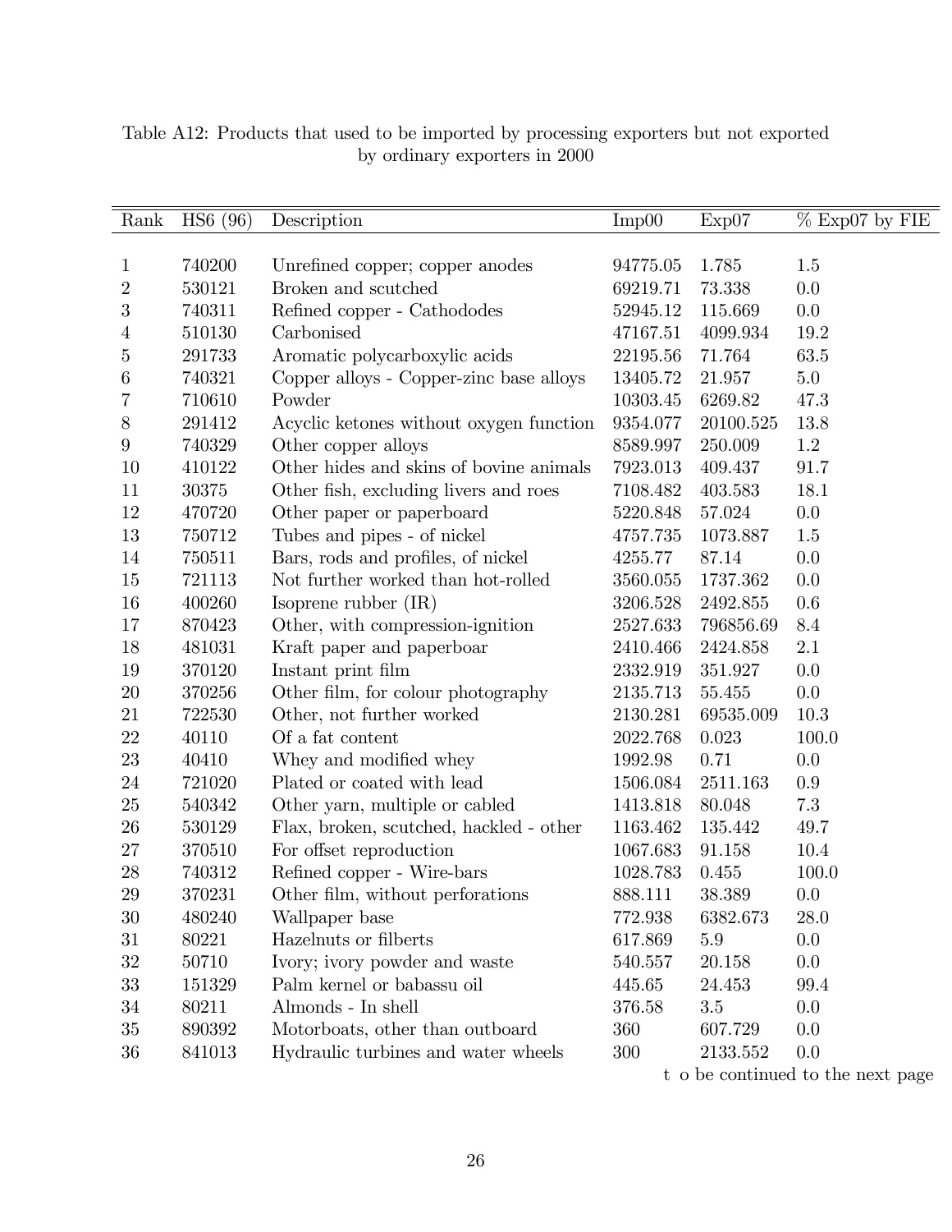Table A12: Products that used to be imported by processing exporters but not exported by ordinary exporters in 2000

| Rank | HS6 (96) | Description | Imp00 | Exp07 | % Exp07 by FIE |
|---|---|---|---|---|---|
| 1 | 740200 | Unrefined copper; copper anodes | 94775.05 | 1.785 | 1.5 |
| 2 | 530121 | Broken and scutched | 69219.71 | 73.338 | 0.0 |
| 3 | 740311 | Refined copper - Cathododes | 52945.12 | 115.669 | 0.0 |
| 4 | 510130 | Carbonised | 47167.51 | 4099.934 | 19.2 |
| 5 | 291733 | Aromatic polycarboxylic acids | 22195.56 | 71.764 | 63.5 |
| 6 | 740321 | Copper alloys - Copper-zinc base alloys | 13405.72 | 21.957 | 5.0 |
| 7 | 710610 | Powder | 10303.45 | 6269.82 | 47.3 |
| 8 | 291412 | Acyclic ketones without oxygen function | 9354.077 | 20100.525 | 13.8 |
| 9 | 740329 | Other copper alloys | 8589.997 | 250.009 | 1.2 |
| 10 | 410122 | Other hides and skins of bovine animals | 7923.013 | 409.437 | 91.7 |
| 11 | 30375 | Other fish, excluding livers and roes | 7108.482 | 403.583 | 18.1 |
| 12 | 470720 | Other paper or paperboard | 5220.848 | 57.024 | 0.0 |
| 13 | 750712 | Tubes and pipes - of nickel | 4757.735 | 1073.887 | 1.5 |
| 14 | 750511 | Bars, rods and profiles, of nickel | 4255.77 | 87.14 | 0.0 |
| 15 | 721113 | Not further worked than hot-rolled | 3560.055 | 1737.362 | 0.0 |
| 16 | 400260 | Isoprene rubber (IR) | 3206.528 | 2492.855 | 0.6 |
| 17 | 870423 | Other, with compression-ignition | 2527.633 | 796856.69 | 8.4 |
| 18 | 481031 | Kraft paper and paperboar | 2410.466 | 2424.858 | 2.1 |
| 19 | 370120 | Instant print film | 2332.919 | 351.927 | 0.0 |
| 20 | 370256 | Other film, for colour photography | 2135.713 | 55.455 | 0.0 |
| 21 | 722530 | Other, not further worked | 2130.281 | 69535.009 | 10.3 |
| 22 | 40110 | Of a fat content | 2022.768 | 0.023 | 100.0 |
| 23 | 40410 | Whey and modified whey | 1992.98 | 0.71 | 0.0 |
| 24 | 721020 | Plated or coated with lead | 1506.084 | 2511.163 | 0.9 |
| 25 | 540342 | Other yarn, multiple or cabled | 1413.818 | 80.048 | 7.3 |
| 26 | 530129 | Flax, broken, scutched, hackled - other | 1163.462 | 135.442 | 49.7 |
| 27 | 370510 | For offset reproduction | 1067.683 | 91.158 | 10.4 |
| 28 | 740312 | Refined copper - Wire-bars | 1028.783 | 0.455 | 100.0 |
| 29 | 370231 | Other film, without perforations | 888.111 | 38.389 | 0.0 |
| 30 | 480240 | Wallpaper base | 772.938 | 6382.673 | 28.0 |
| 31 | 80221 | Hazelnuts or filberts | 617.869 | 5.9 | 0.0 |
| 32 | 50710 | Ivory; ivory powder and waste | 540.557 | 20.158 | 0.0 |
| 33 | 151329 | Palm kernel or babassu oil | 445.65 | 24.453 | 99.4 |
| 34 | 80211 | Almonds - In shell | 376.58 | 3.5 | 0.0 |
| 35 | 890392 | Motorboats, other than outboard | 360 | 607.729 | 0.0 |
| 36 | 841013 | Hydraulic turbines and water wheels | 300 | 2133.552 | 0.0 |

t o be continued to the next page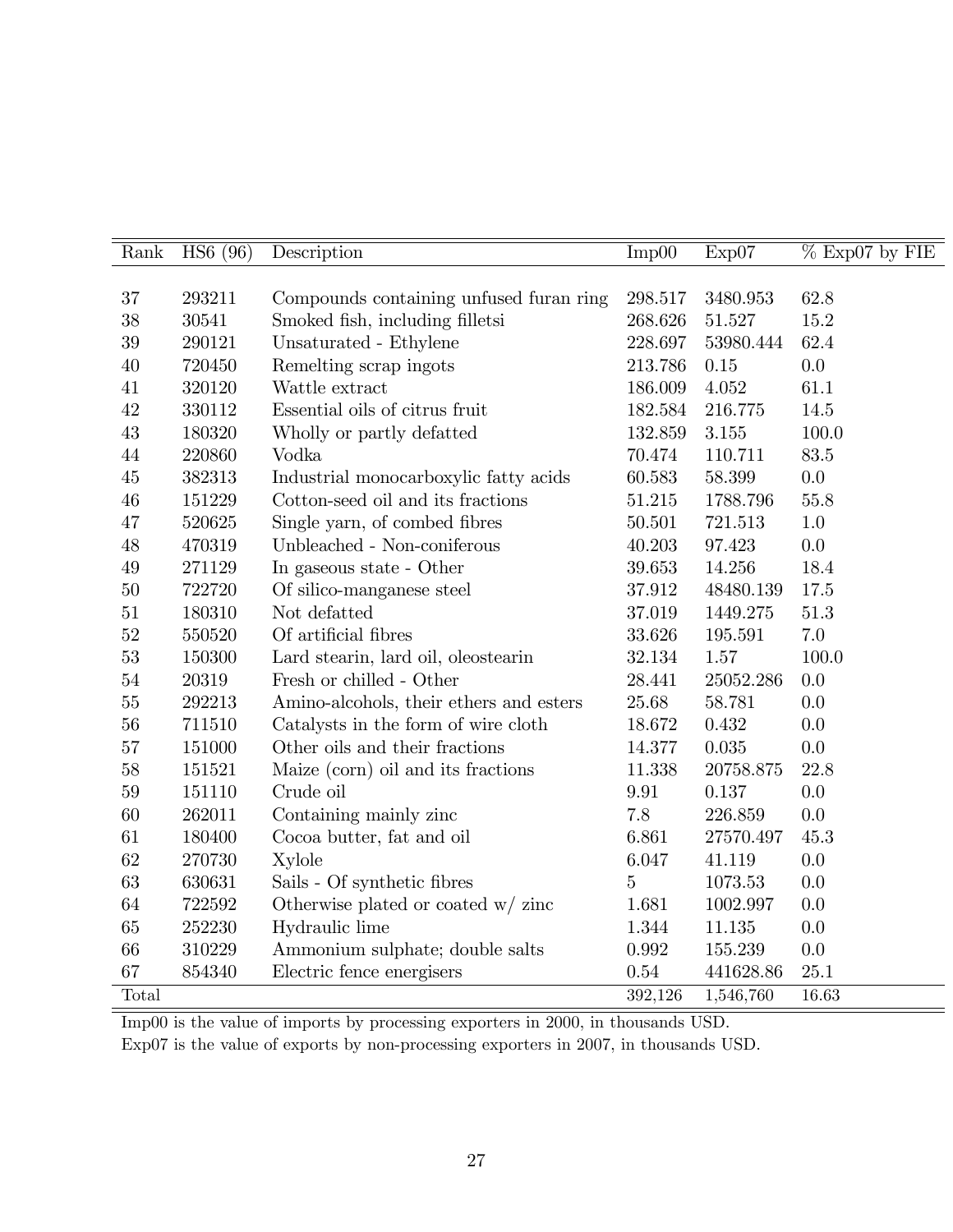| Rank | HS6 (96) | Description | Imp00 | Exp07 | % Exp07 by FIE |
|---|---|---|---|---|---|
| 37 | 293211 | Compounds containing unfused furan ring | 298.517 | 3480.953 | 62.8 |
| 38 | 30541 | Smoked fish, including filletsi | 268.626 | 51.527 | 15.2 |
| 39 | 290121 | Unsaturated - Ethylene | 228.697 | 53980.444 | 62.4 |
| 40 | 720450 | Remelting scrap ingots | 213.786 | 0.15 | 0.0 |
| 41 | 320120 | Wattle extract | 186.009 | 4.052 | 61.1 |
| 42 | 330112 | Essential oils of citrus fruit | 182.584 | 216.775 | 14.5 |
| 43 | 180320 | Wholly or partly defatted | 132.859 | 3.155 | 100.0 |
| 44 | 220860 | Vodka | 70.474 | 110.711 | 83.5 |
| 45 | 382313 | Industrial monocarboxylic fatty acids | 60.583 | 58.399 | 0.0 |
| 46 | 151229 | Cotton-seed oil and its fractions | 51.215 | 1788.796 | 55.8 |
| 47 | 520625 | Single yarn, of combed fibres | 50.501 | 721.513 | 1.0 |
| 48 | 470319 | Unbleached - Non-coniferous | 40.203 | 97.423 | 0.0 |
| 49 | 271129 | In gaseous state - Other | 39.653 | 14.256 | 18.4 |
| 50 | 722720 | Of silico-manganese steel | 37.912 | 48480.139 | 17.5 |
| 51 | 180310 | Not defatted | 37.019 | 1449.275 | 51.3 |
| 52 | 550520 | Of artificial fibres | 33.626 | 195.591 | 7.0 |
| 53 | 150300 | Lard stearin, lard oil, oleostearin | 32.134 | 1.57 | 100.0 |
| 54 | 20319 | Fresh or chilled - Other | 28.441 | 25052.286 | 0.0 |
| 55 | 292213 | Amino-alcohols, their ethers and esters | 25.68 | 58.781 | 0.0 |
| 56 | 711510 | Catalysts in the form of wire cloth | 18.672 | 0.432 | 0.0 |
| 57 | 151000 | Other oils and their fractions | 14.377 | 0.035 | 0.0 |
| 58 | 151521 | Maize (corn) oil and its fractions | 11.338 | 20758.875 | 22.8 |
| 59 | 151110 | Crude oil | 9.91 | 0.137 | 0.0 |
| 60 | 262011 | Containing mainly zinc | 7.8 | 226.859 | 0.0 |
| 61 | 180400 | Cocoa butter, fat and oil | 6.861 | 27570.497 | 45.3 |
| 62 | 270730 | Xylole | 6.047 | 41.119 | 0.0 |
| 63 | 630631 | Sails - Of synthetic fibres | 5 | 1073.53 | 0.0 |
| 64 | 722592 | Otherwise plated or coated w/ zinc | 1.681 | 1002.997 | 0.0 |
| 65 | 252230 | Hydraulic lime | 1.344 | 11.135 | 0.0 |
| 66 | 310229 | Ammonium sulphate; double salts | 0.992 | 155.239 | 0.0 |
| 67 | 854340 | Electric fence energisers | 0.54 | 441628.86 | 25.1 |
| Total | | | 392,126 | 1,546,760 | 16.63 |

Imp00 is the value of imports by processing exporters in 2000, in thousands USD.

Exp07 is the value of exports by non-processing exporters in 2007, in thousands USD.